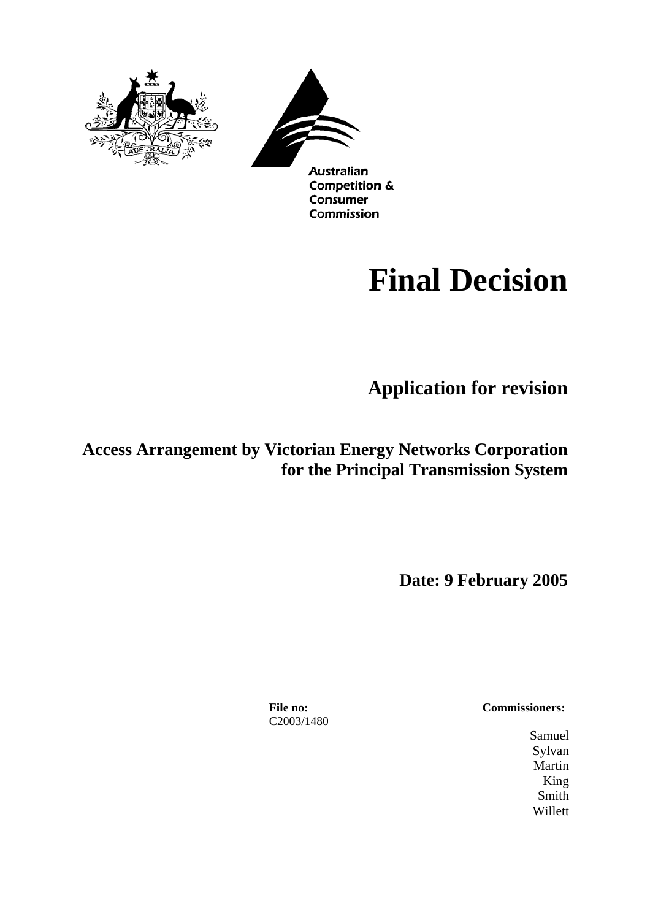Australian Competition & Consumer Commission

# Final Decision

## Application for revision

## Access Arrangement by Victorian Energy Networks Corporation for the Principal Transmission System

**Date: 9 February 2005**

**File no:**
C2003/1480

**Commissioners:**

Samuel
Sylvan
Martin
King
Smith
Willett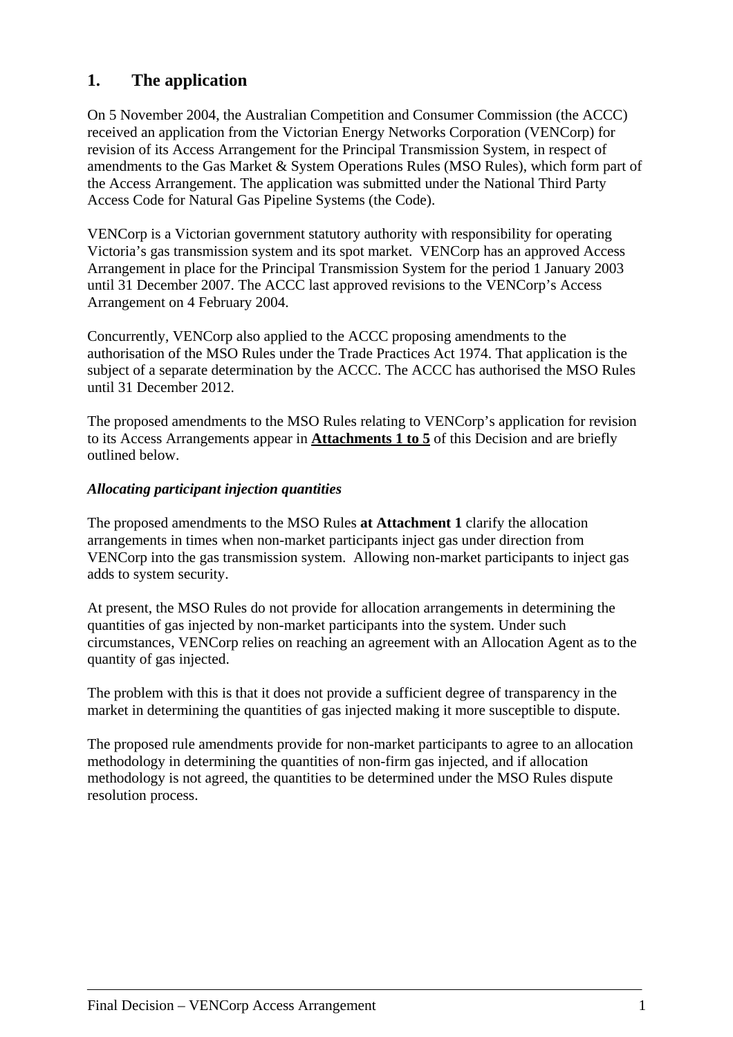## 1. The application

On 5 November 2004, the Australian Competition and Consumer Commission (the ACCC) received an application from the Victorian Energy Networks Corporation (VENCorp) for revision of its Access Arrangement for the Principal Transmission System, in respect of amendments to the Gas Market & System Operations Rules (MSO Rules), which form part of the Access Arrangement. The application was submitted under the National Third Party Access Code for Natural Gas Pipeline Systems (the Code).

VENCorp is a Victorian government statutory authority with responsibility for operating Victoria's gas transmission system and its spot market. VENCorp has an approved Access Arrangement in place for the Principal Transmission System for the period 1 January 2003 until 31 December 2007. The ACCC last approved revisions to the VENCorp's Access Arrangement on 4 February 2004.

Concurrently, VENCorp also applied to the ACCC proposing amendments to the authorisation of the MSO Rules under the Trade Practices Act 1974. That application is the subject of a separate determination by the ACCC. The ACCC has authorised the MSO Rules until 31 December 2012.

The proposed amendments to the MSO Rules relating to VENCorp's application for revision to its Access Arrangements appear in **Attachments 1 to 5** of this Decision and are briefly outlined below.

### *Allocating participant injection quantities*

The proposed amendments to the MSO Rules **at Attachment 1** clarify the allocation arrangements in times when non-market participants inject gas under direction from VENCorp into the gas transmission system. Allowing non-market participants to inject gas adds to system security.

At present, the MSO Rules do not provide for allocation arrangements in determining the quantities of gas injected by non-market participants into the system. Under such circumstances, VENCorp relies on reaching an agreement with an Allocation Agent as to the quantity of gas injected.

The problem with this is that it does not provide a sufficient degree of transparency in the market in determining the quantities of gas injected making it more susceptible to dispute.

The proposed rule amendments provide for non-market participants to agree to an allocation methodology in determining the quantities of non-firm gas injected, and if allocation methodology is not agreed, the quantities to be determined under the MSO Rules dispute resolution process.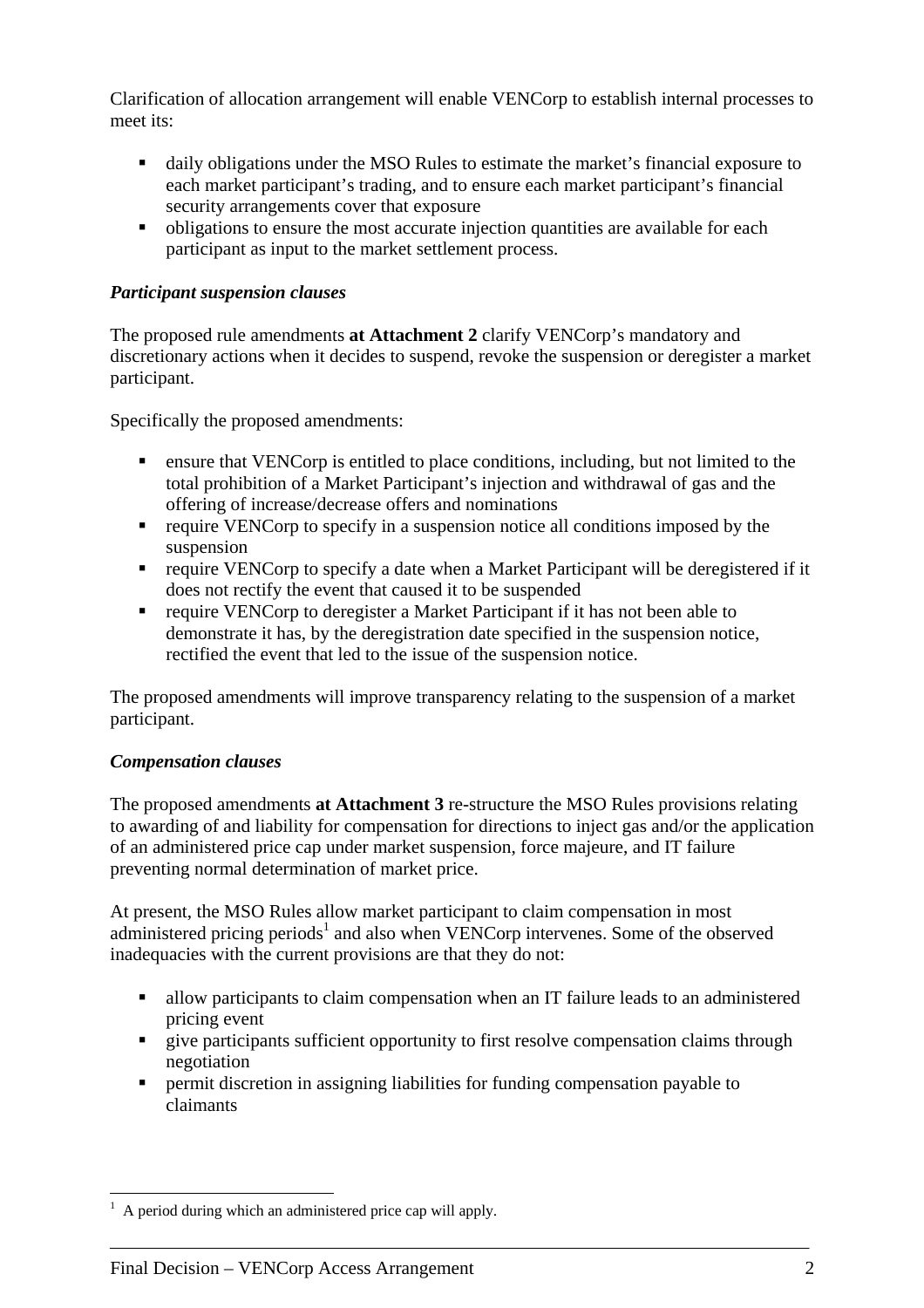Clarification of allocation arrangement will enable VENCorp to establish internal processes to meet its:

- daily obligations under the MSO Rules to estimate the market's financial exposure to each market participant's trading, and to ensure each market participant's financial security arrangements cover that exposure
- obligations to ensure the most accurate injection quantities are available for each participant as input to the market settlement process.

***Participant suspension clauses***

The proposed rule amendments **at Attachment 2** clarify VENCorp's mandatory and discretionary actions when it decides to suspend, revoke the suspension or deregister a market participant.

Specifically the proposed amendments:

- ensure that VENCorp is entitled to place conditions, including, but not limited to the total prohibition of a Market Participant's injection and withdrawal of gas and the offering of increase/decrease offers and nominations
- require VENCorp to specify in a suspension notice all conditions imposed by the suspension
- require VENCorp to specify a date when a Market Participant will be deregistered if it does not rectify the event that caused it to be suspended
- require VENCorp to deregister a Market Participant if it has not been able to demonstrate it has, by the deregistration date specified in the suspension notice, rectified the event that led to the issue of the suspension notice.

The proposed amendments will improve transparency relating to the suspension of a market participant.

***Compensation clauses***

The proposed amendments **at Attachment 3** re-structure the MSO Rules provisions relating to awarding of and liability for compensation for directions to inject gas and/or the application of an administered price cap under market suspension, force majeure, and IT failure preventing normal determination of market price.

At present, the MSO Rules allow market participant to claim compensation in most administered pricing periods[1] and also when VENCorp intervenes. Some of the observed inadequacies with the current provisions are that they do not:

- allow participants to claim compensation when an IT failure leads to an administered pricing event
- give participants sufficient opportunity to first resolve compensation claims through negotiation
- permit discretion in assigning liabilities for funding compensation payable to claimants

[1] A period during which an administered price cap will apply.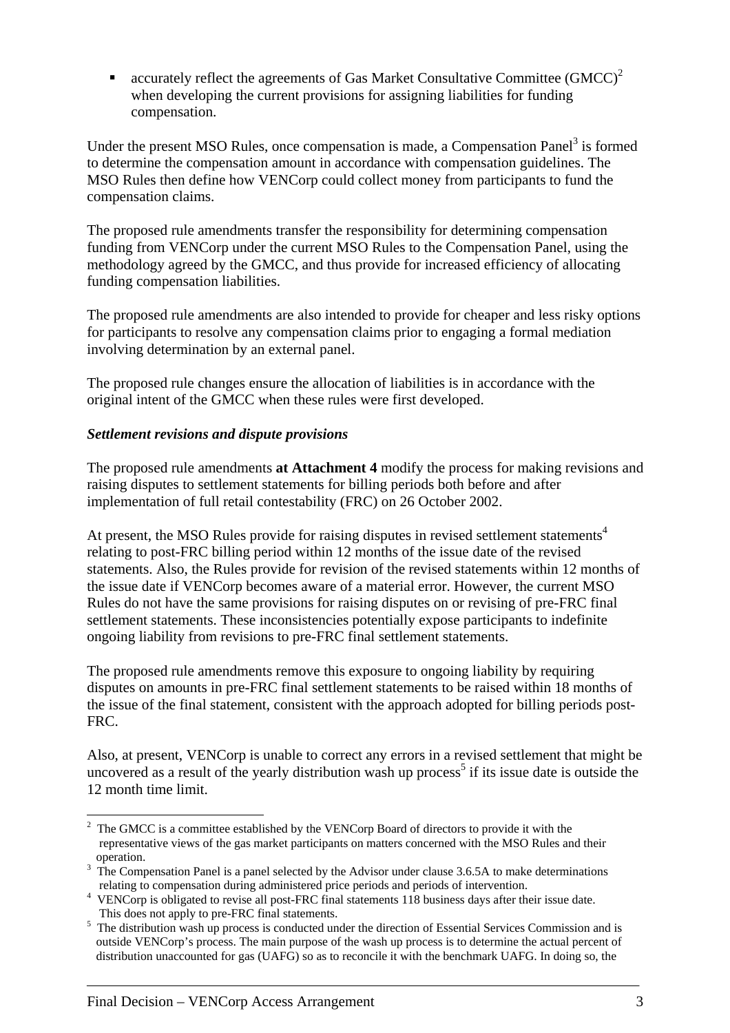- accurately reflect the agreements of Gas Market Consultative Committee (GMCC)[2] when developing the current provisions for assigning liabilities for funding compensation.

Under the present MSO Rules, once compensation is made, a Compensation Panel[3] is formed to determine the compensation amount in accordance with compensation guidelines. The MSO Rules then define how VENCorp could collect money from participants to fund the compensation claims.

The proposed rule amendments transfer the responsibility for determining compensation funding from VENCorp under the current MSO Rules to the Compensation Panel, using the methodology agreed by the GMCC, and thus provide for increased efficiency of allocating funding compensation liabilities.

The proposed rule amendments are also intended to provide for cheaper and less risky options for participants to resolve any compensation claims prior to engaging a formal mediation involving determination by an external panel.

The proposed rule changes ensure the allocation of liabilities is in accordance with the original intent of the GMCC when these rules were first developed.

***Settlement revisions and dispute provisions***

The proposed rule amendments **at Attachment 4** modify the process for making revisions and raising disputes to settlement statements for billing periods both before and after implementation of full retail contestability (FRC) on 26 October 2002.

At present, the MSO Rules provide for raising disputes in revised settlement statements[4] relating to post-FRC billing period within 12 months of the issue date of the revised statements. Also, the Rules provide for revision of the revised statements within 12 months of the issue date if VENCorp becomes aware of a material error. However, the current MSO Rules do not have the same provisions for raising disputes on or revising of pre-FRC final settlement statements. These inconsistencies potentially expose participants to indefinite ongoing liability from revisions to pre-FRC final settlement statements.

The proposed rule amendments remove this exposure to ongoing liability by requiring disputes on amounts in pre-FRC final settlement statements to be raised within 18 months of the issue of the final statement, consistent with the approach adopted for billing periods post-FRC.

Also, at present, VENCorp is unable to correct any errors in a revised settlement that might be uncovered as a result of the yearly distribution wash up process[5] if its issue date is outside the 12 month time limit.

---

[2] The GMCC is a committee established by the VENCorp Board of directors to provide it with the representative views of the gas market participants on matters concerned with the MSO Rules and their operation.

[3] The Compensation Panel is a panel selected by the Advisor under clause 3.6.5A to make determinations relating to compensation during administered price periods and periods of intervention.

[4] VENCorp is obligated to revise all post-FRC final statements 118 business days after their issue date. This does not apply to pre-FRC final statements.

[5] The distribution wash up process is conducted under the direction of Essential Services Commission and is outside VENCorp's process. The main purpose of the wash up process is to determine the actual percent of distribution unaccounted for gas (UAFG) so as to reconcile it with the benchmark UAFG. In doing so, the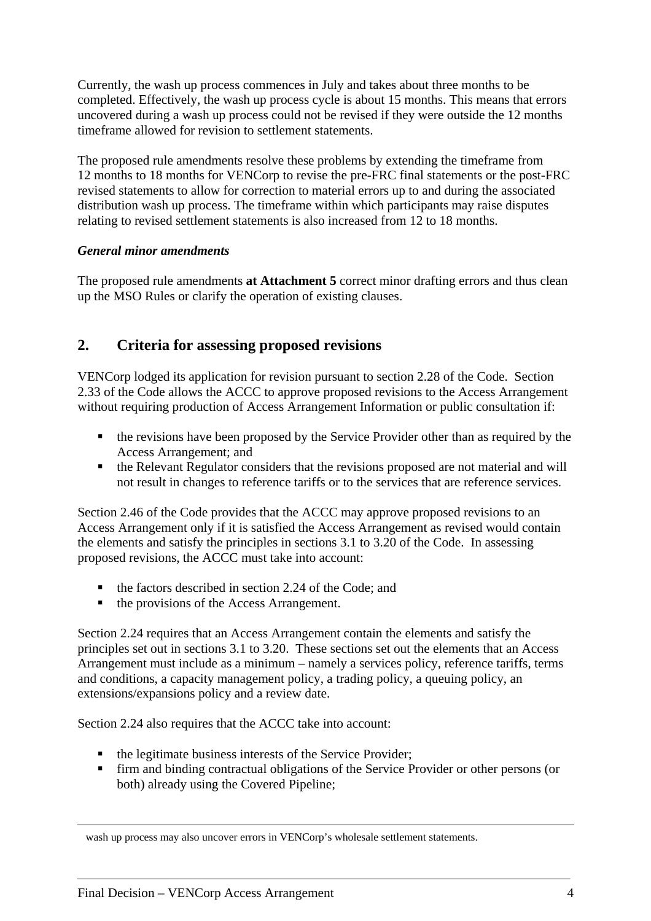Currently, the wash up process commences in July and takes about three months to be completed. Effectively, the wash up process cycle is about 15 months. This means that errors uncovered during a wash up process could not be revised if they were outside the 12 months timeframe allowed for revision to settlement statements.

The proposed rule amendments resolve these problems by extending the timeframe from 12 months to 18 months for VENCorp to revise the pre-FRC final statements or the post-FRC revised statements to allow for correction to material errors up to and during the associated distribution wash up process. The timeframe within which participants may raise disputes relating to revised settlement statements is also increased from 12 to 18 months.

***General minor amendments***

The proposed rule amendments **at Attachment 5** correct minor drafting errors and thus clean up the MSO Rules or clarify the operation of existing clauses.

## 2. Criteria for assessing proposed revisions

VENCorp lodged its application for revision pursuant to section 2.28 of the Code. Section 2.33 of the Code allows the ACCC to approve proposed revisions to the Access Arrangement without requiring production of Access Arrangement Information or public consultation if:

- the revisions have been proposed by the Service Provider other than as required by the Access Arrangement; and
- the Relevant Regulator considers that the revisions proposed are not material and will not result in changes to reference tariffs or to the services that are reference services.

Section 2.46 of the Code provides that the ACCC may approve proposed revisions to an Access Arrangement only if it is satisfied the Access Arrangement as revised would contain the elements and satisfy the principles in sections 3.1 to 3.20 of the Code. In assessing proposed revisions, the ACCC must take into account:

- the factors described in section 2.24 of the Code; and
- the provisions of the Access Arrangement.

Section 2.24 requires that an Access Arrangement contain the elements and satisfy the principles set out in sections 3.1 to 3.20. These sections set out the elements that an Access Arrangement must include as a minimum – namely a services policy, reference tariffs, terms and conditions, a capacity management policy, a trading policy, a queuing policy, an extensions/expansions policy and a review date.

Section 2.24 also requires that the ACCC take into account:

- the legitimate business interests of the Service Provider;
- firm and binding contractual obligations of the Service Provider or other persons (or both) already using the Covered Pipeline;

---

wash up process may also uncover errors in VENCorp's wholesale settlement statements.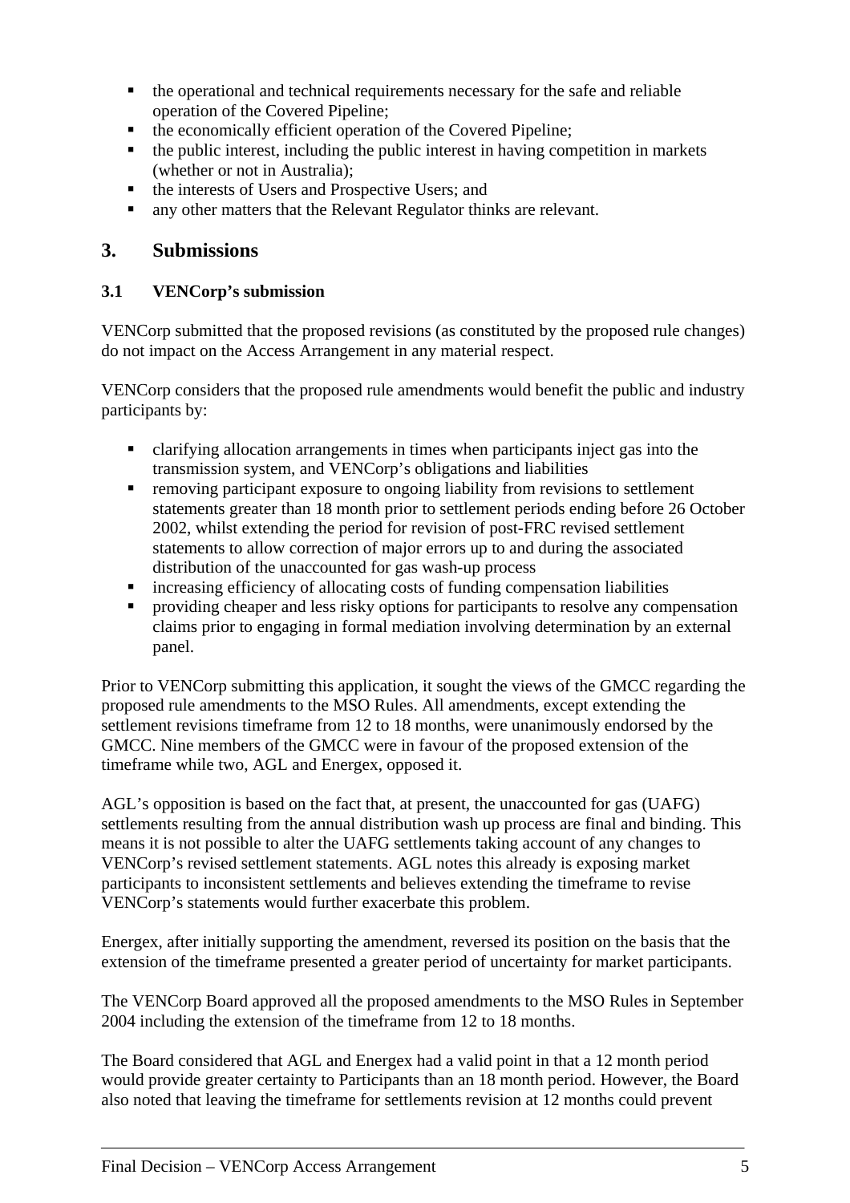- the operational and technical requirements necessary for the safe and reliable operation of the Covered Pipeline;
- the economically efficient operation of the Covered Pipeline;
- the public interest, including the public interest in having competition in markets (whether or not in Australia);
- the interests of Users and Prospective Users; and
- any other matters that the Relevant Regulator thinks are relevant.

## 3. Submissions

### 3.1 VENCorp's submission

VENCorp submitted that the proposed revisions (as constituted by the proposed rule changes) do not impact on the Access Arrangement in any material respect.

VENCorp considers that the proposed rule amendments would benefit the public and industry participants by:

- clarifying allocation arrangements in times when participants inject gas into the transmission system, and VENCorp's obligations and liabilities
- removing participant exposure to ongoing liability from revisions to settlement statements greater than 18 month prior to settlement periods ending before 26 October 2002, whilst extending the period for revision of post-FRC revised settlement statements to allow correction of major errors up to and during the associated distribution of the unaccounted for gas wash-up process
- increasing efficiency of allocating costs of funding compensation liabilities
- providing cheaper and less risky options for participants to resolve any compensation claims prior to engaging in formal mediation involving determination by an external panel.

Prior to VENCorp submitting this application, it sought the views of the GMCC regarding the proposed rule amendments to the MSO Rules. All amendments, except extending the settlement revisions timeframe from 12 to 18 months, were unanimously endorsed by the GMCC. Nine members of the GMCC were in favour of the proposed extension of the timeframe while two, AGL and Energex, opposed it.

AGL's opposition is based on the fact that, at present, the unaccounted for gas (UAFG) settlements resulting from the annual distribution wash up process are final and binding. This means it is not possible to alter the UAFG settlements taking account of any changes to VENCorp's revised settlement statements. AGL notes this already is exposing market participants to inconsistent settlements and believes extending the timeframe to revise VENCorp's statements would further exacerbate this problem.

Energex, after initially supporting the amendment, reversed its position on the basis that the extension of the timeframe presented a greater period of uncertainty for market participants.

The VENCorp Board approved all the proposed amendments to the MSO Rules in September 2004 including the extension of the timeframe from 12 to 18 months.

The Board considered that AGL and Energex had a valid point in that a 12 month period would provide greater certainty to Participants than an 18 month period. However, the Board also noted that leaving the timeframe for settlements revision at 12 months could prevent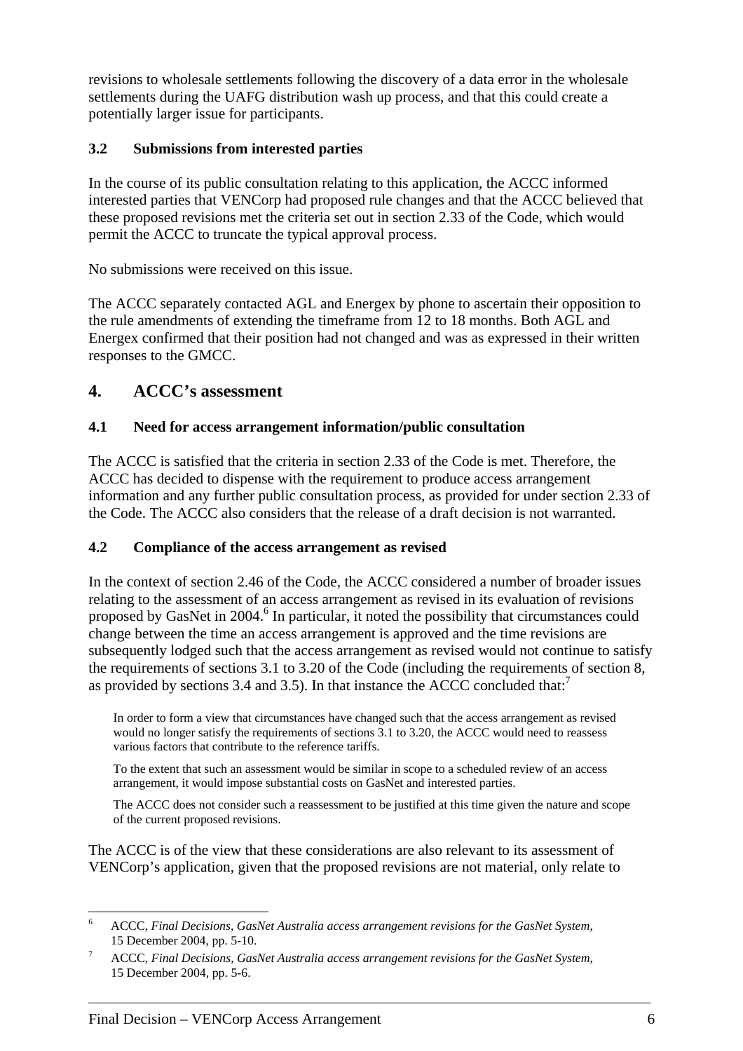revisions to wholesale settlements following the discovery of a data error in the wholesale settlements during the UAFG distribution wash up process, and that this could create a potentially larger issue for participants.

### 3.2 Submissions from interested parties

In the course of its public consultation relating to this application, the ACCC informed interested parties that VENCorp had proposed rule changes and that the ACCC believed that these proposed revisions met the criteria set out in section 2.33 of the Code, which would permit the ACCC to truncate the typical approval process.

No submissions were received on this issue.

The ACCC separately contacted AGL and Energex by phone to ascertain their opposition to the rule amendments of extending the timeframe from 12 to 18 months. Both AGL and Energex confirmed that their position had not changed and was as expressed in their written responses to the GMCC.

## 4. ACCC's assessment

### 4.1 Need for access arrangement information/public consultation

The ACCC is satisfied that the criteria in section 2.33 of the Code is met. Therefore, the ACCC has decided to dispense with the requirement to produce access arrangement information and any further public consultation process, as provided for under section 2.33 of the Code. The ACCC also considers that the release of a draft decision is not warranted.

### 4.2 Compliance of the access arrangement as revised

In the context of section 2.46 of the Code, the ACCC considered a number of broader issues relating to the assessment of an access arrangement as revised in its evaluation of revisions proposed by GasNet in 2004.[6] In particular, it noted the possibility that circumstances could change between the time an access arrangement is approved and the time revisions are subsequently lodged such that the access arrangement as revised would not continue to satisfy the requirements of sections 3.1 to 3.20 of the Code (including the requirements of section 8, as provided by sections 3.4 and 3.5). In that instance the ACCC concluded that:[7]

> In order to form a view that circumstances have changed such that the access arrangement as revised would no longer satisfy the requirements of sections 3.1 to 3.20, the ACCC would need to reassess various factors that contribute to the reference tariffs.
>
> To the extent that such an assessment would be similar in scope to a scheduled review of an access arrangement, it would impose substantial costs on GasNet and interested parties.
>
> The ACCC does not consider such a reassessment to be justified at this time given the nature and scope of the current proposed revisions.

The ACCC is of the view that these considerations are also relevant to its assessment of VENCorp's application, given that the proposed revisions are not material, only relate to

---

[6] ACCC, *Final Decisions, GasNet Australia access arrangement revisions for the GasNet System*, 15 December 2004, pp. 5-10.

[7] ACCC, *Final Decisions, GasNet Australia access arrangement revisions for the GasNet System*, 15 December 2004, pp. 5-6.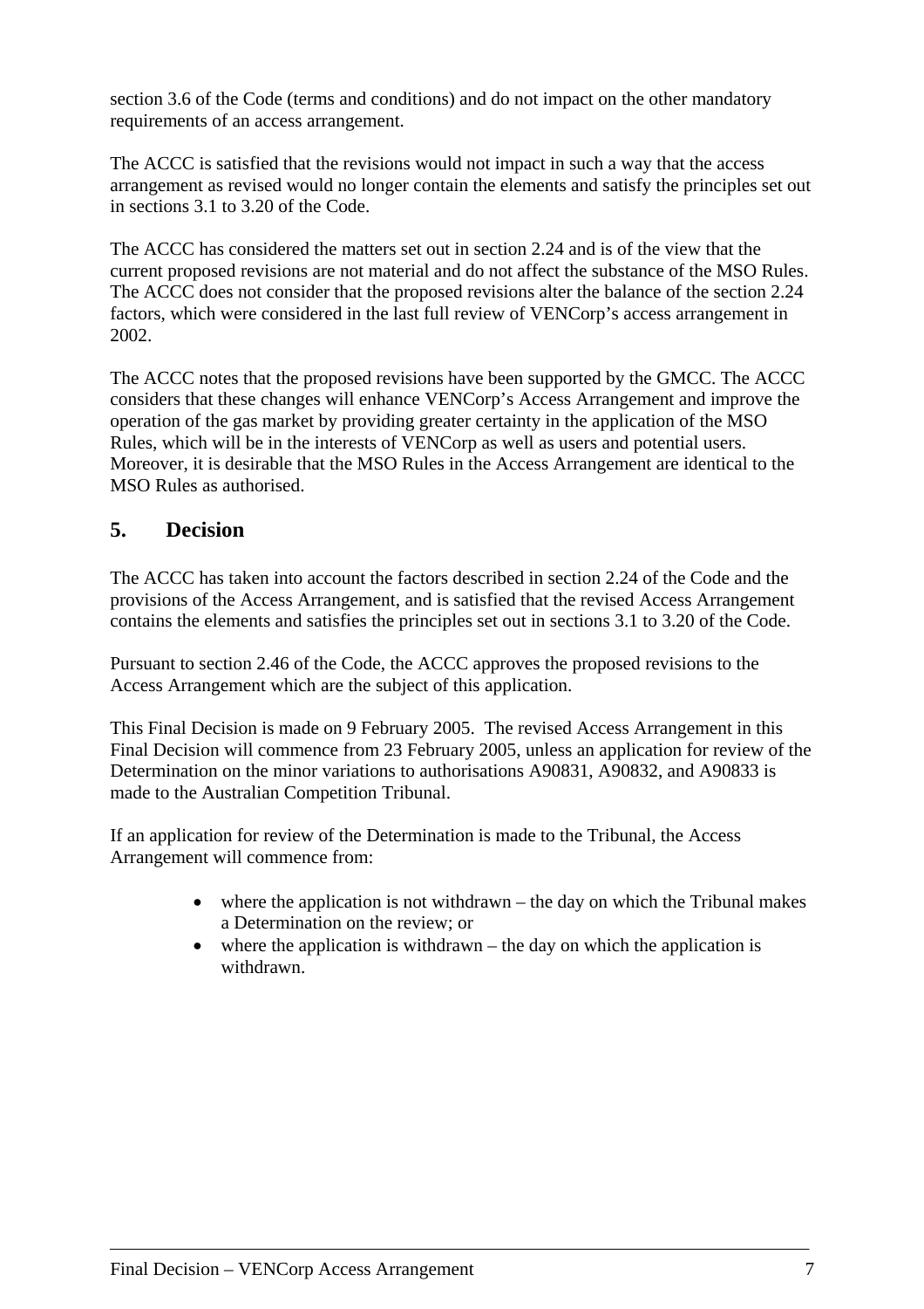section 3.6 of the Code (terms and conditions) and do not impact on the other mandatory requirements of an access arrangement.

The ACCC is satisfied that the revisions would not impact in such a way that the access arrangement as revised would no longer contain the elements and satisfy the principles set out in sections 3.1 to 3.20 of the Code.

The ACCC has considered the matters set out in section 2.24 and is of the view that the current proposed revisions are not material and do not affect the substance of the MSO Rules. The ACCC does not consider that the proposed revisions alter the balance of the section 2.24 factors, which were considered in the last full review of VENCorp's access arrangement in 2002.

The ACCC notes that the proposed revisions have been supported by the GMCC. The ACCC considers that these changes will enhance VENCorp's Access Arrangement and improve the operation of the gas market by providing greater certainty in the application of the MSO Rules, which will be in the interests of VENCorp as well as users and potential users. Moreover, it is desirable that the MSO Rules in the Access Arrangement are identical to the MSO Rules as authorised.

## 5. Decision

The ACCC has taken into account the factors described in section 2.24 of the Code and the provisions of the Access Arrangement, and is satisfied that the revised Access Arrangement contains the elements and satisfies the principles set out in sections 3.1 to 3.20 of the Code.

Pursuant to section 2.46 of the Code, the ACCC approves the proposed revisions to the Access Arrangement which are the subject of this application.

This Final Decision is made on 9 February 2005. The revised Access Arrangement in this Final Decision will commence from 23 February 2005, unless an application for review of the Determination on the minor variations to authorisations A90831, A90832, and A90833 is made to the Australian Competition Tribunal.

If an application for review of the Determination is made to the Tribunal, the Access Arrangement will commence from:

- where the application is not withdrawn – the day on which the Tribunal makes a Determination on the review; or
- where the application is withdrawn – the day on which the application is withdrawn.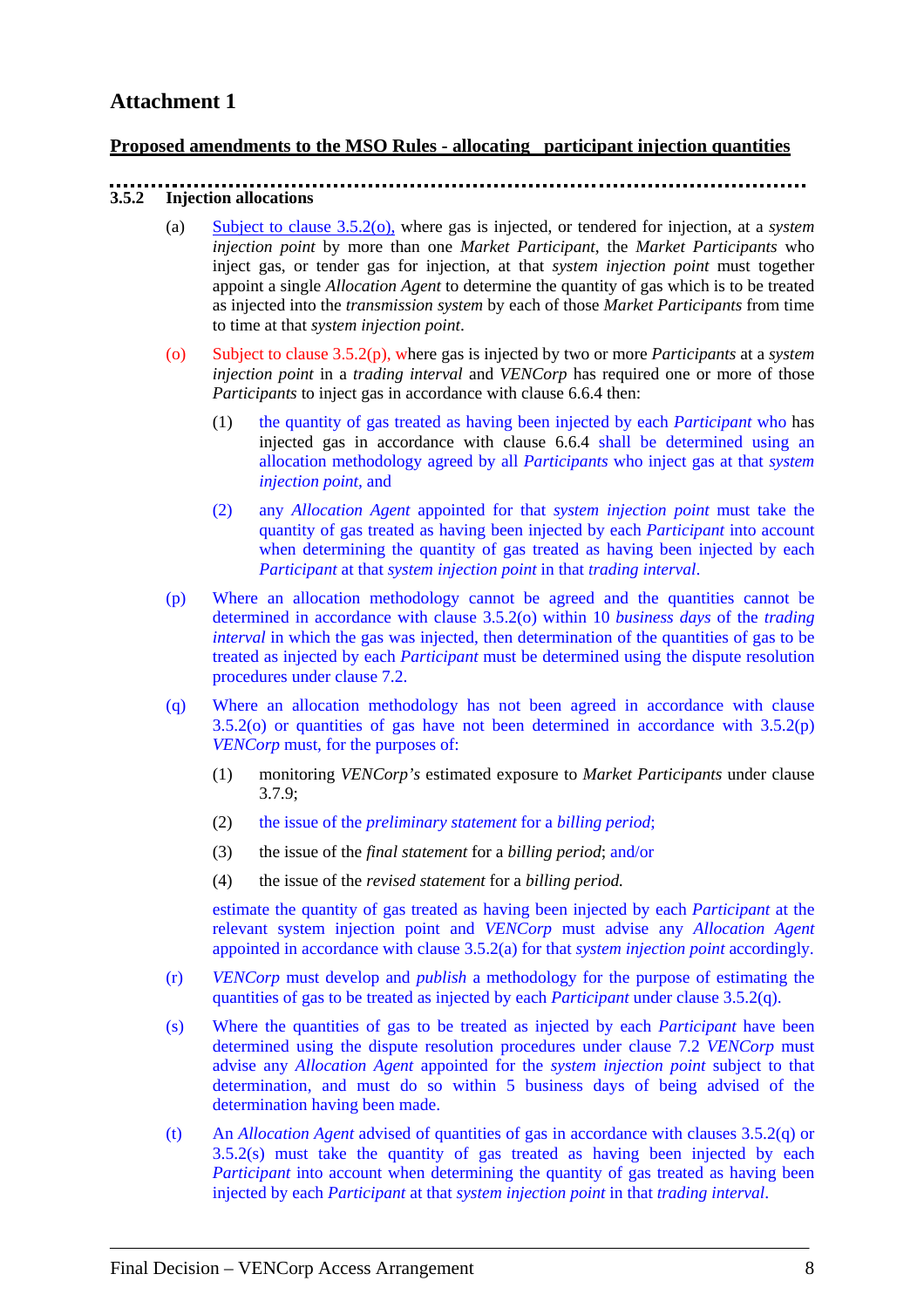# Attachment 1

**Proposed amendments to the MSO Rules - allocating participant injection quantities**

**3.5.2 Injection allocations**

(a) Subject to clause 3.5.2(o), where gas is injected, or tendered for injection, at a *system injection point* by more than one *Market Participant*, the *Market Participants* who inject gas, or tender gas for injection, at that *system injection point* must together appoint a single *Allocation Agent* to determine the quantity of gas which is to be treated as injected into the *transmission system* by each of those *Market Participants* from time to time at that *system injection point*.

(o) Subject to clause 3.5.2(p), where gas is injected by two or more *Participants* at a *system injection point* in a *trading interval* and *VENCorp* has required one or more of those *Participants* to inject gas in accordance with clause 6.6.4 then:

(1) the quantity of gas treated as having been injected by each *Participant* who has injected gas in accordance with clause 6.6.4 shall be determined using an allocation methodology agreed by all *Participants* who inject gas at that *system injection point*, and

(2) any *Allocation Agent* appointed for that *system injection point* must take the quantity of gas treated as having been injected by each *Participant* into account when determining the quantity of gas treated as having been injected by each *Participant* at that *system injection point* in that *trading interval*.

(p) Where an allocation methodology cannot be agreed and the quantities cannot be determined in accordance with clause 3.5.2(o) within 10 *business days* of the *trading interval* in which the gas was injected, then determination of the quantities of gas to be treated as injected by each *Participant* must be determined using the dispute resolution procedures under clause 7.2.

(q) Where an allocation methodology has not been agreed in accordance with clause 3.5.2(o) or quantities of gas have not been determined in accordance with 3.5.2(p) *VENCorp* must, for the purposes of:

(1) monitoring *VENCorp's* estimated exposure to *Market Participants* under clause 3.7.9;

(2) the issue of the *preliminary statement* for a *billing period*;

(3) the issue of the *final statement* for a *billing period*; and/or

(4) the issue of the *revised statement* for a *billing period.*

estimate the quantity of gas treated as having been injected by each *Participant* at the relevant system injection point and *VENCorp* must advise any *Allocation Agent* appointed in accordance with clause 3.5.2(a) for that *system injection point* accordingly.

(r) *VENCorp* must develop and *publish* a methodology for the purpose of estimating the quantities of gas to be treated as injected by each *Participant* under clause 3.5.2(q).

(s) Where the quantities of gas to be treated as injected by each *Participant* have been determined using the dispute resolution procedures under clause 7.2 *VENCorp* must advise any *Allocation Agent* appointed for the *system injection point* subject to that determination, and must do so within 5 business days of being advised of the determination having been made.

(t) An *Allocation Agent* advised of quantities of gas in accordance with clauses 3.5.2(q) or 3.5.2(s) must take the quantity of gas treated as having been injected by each *Participant* into account when determining the quantity of gas treated as having been injected by each *Participant* at that *system injection point* in that *trading interval*.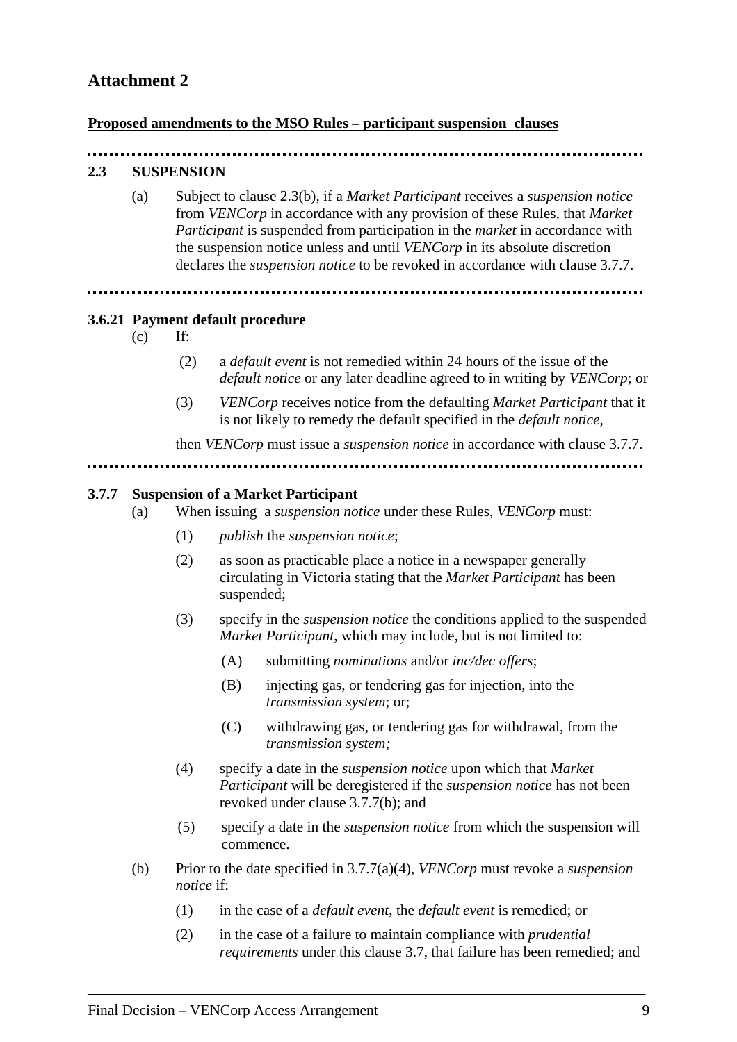## Attachment 2

**Proposed amendments to the MSO Rules – participant suspension clauses**

.....................................................................................................................

**2.3 SUSPENSION**

(a) Subject to clause 2.3(b), if a *Market Participant* receives a *suspension notice* from *VENCorp* in accordance with any provision of these Rules, that *Market Participant* is suspended from participation in the *market* in accordance with the suspension notice unless and until *VENCorp* in its absolute discretion declares the *suspension notice* to be revoked in accordance with clause 3.7.7.

.....................................................................................................................

**3.6.21 Payment default procedure**

(c) If:

(2) a *default event* is not remedied within 24 hours of the issue of the *default notice* or any later deadline agreed to in writing by *VENCorp*; or

(3) *VENCorp* receives notice from the defaulting *Market Participant* that it is not likely to remedy the default specified in the *default notice*,

then *VENCorp* must issue a *suspension notice* in accordance with clause 3.7.7.

.....................................................................................................................

**3.7.7 Suspension of a Market Participant**

(a) When issuing a *suspension notice* under these Rules, *VENCorp* must:

(1) *publish* the *suspension notice*;

(2) as soon as practicable place a notice in a newspaper generally circulating in Victoria stating that the *Market Participant* has been suspended;

(3) specify in the *suspension notice* the conditions applied to the suspended *Market Participant*, which may include, but is not limited to:

(A) submitting *nominations* and/or *inc/dec offers*;

(B) injecting gas, or tendering gas for injection, into the *transmission system*; or;

(C) withdrawing gas, or tendering gas for withdrawal, from the *transmission system;*

(4) specify a date in the *suspension notice* upon which that *Market Participant* will be deregistered if the *suspension notice* has not been revoked under clause 3.7.7(b); and

(5) specify a date in the *suspension notice* from which the suspension will commence.

(b) Prior to the date specified in 3.7.7(a)(4), *VENCorp* must revoke a *suspension notice* if:

(1) in the case of a *default event*, the *default event* is remedied; or

(2) in the case of a failure to maintain compliance with *prudential requirements* under this clause 3.7, that failure has been remedied; and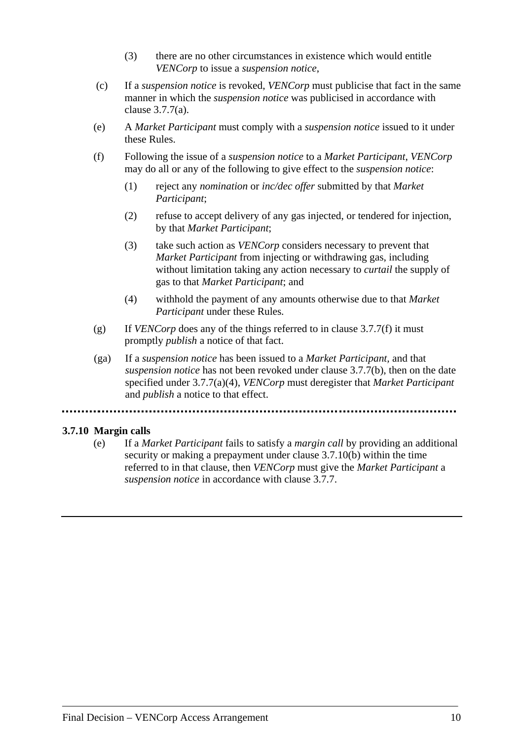(3) there are no other circumstances in existence which would entitle *VENCorp* to issue a *suspension notice*,

(c) If a *suspension notice* is revoked, *VENCorp* must publicise that fact in the same manner in which the *suspension notice* was publicised in accordance with clause 3.7.7(a).

(e) A *Market Participant* must comply with a *suspension notice* issued to it under these Rules.

(f) Following the issue of a *suspension notice* to a *Market Participant*, *VENCorp* may do all or any of the following to give effect to the *suspension notice*:

(1) reject any *nomination* or *inc/dec offer* submitted by that *Market Participant*;

(2) refuse to accept delivery of any gas injected, or tendered for injection, by that *Market Participant*;

(3) take such action as *VENCorp* considers necessary to prevent that *Market Participant* from injecting or withdrawing gas, including without limitation taking any action necessary to *curtail* the supply of gas to that *Market Participant*; and

(4) withhold the payment of any amounts otherwise due to that *Market Participant* under these Rules.

(g) If *VENCorp* does any of the things referred to in clause 3.7.7(f) it must promptly *publish* a notice of that fact.

(ga) If a *suspension notice* has been issued to a *Market Participant*, and that *suspension notice* has not been revoked under clause 3.7.7(b), then on the date specified under 3.7.7(a)(4), *VENCorp* must deregister that *Market Participant* and *publish* a notice to that effect.

.....................................................................................................

**3.7.10 Margin calls**

(e) If a *Market Participant* fails to satisfy a *margin call* by providing an additional security or making a prepayment under clause 3.7.10(b) within the time referred to in that clause, then *VENCorp* must give the *Market Participant* a *suspension notice* in accordance with clause 3.7.7.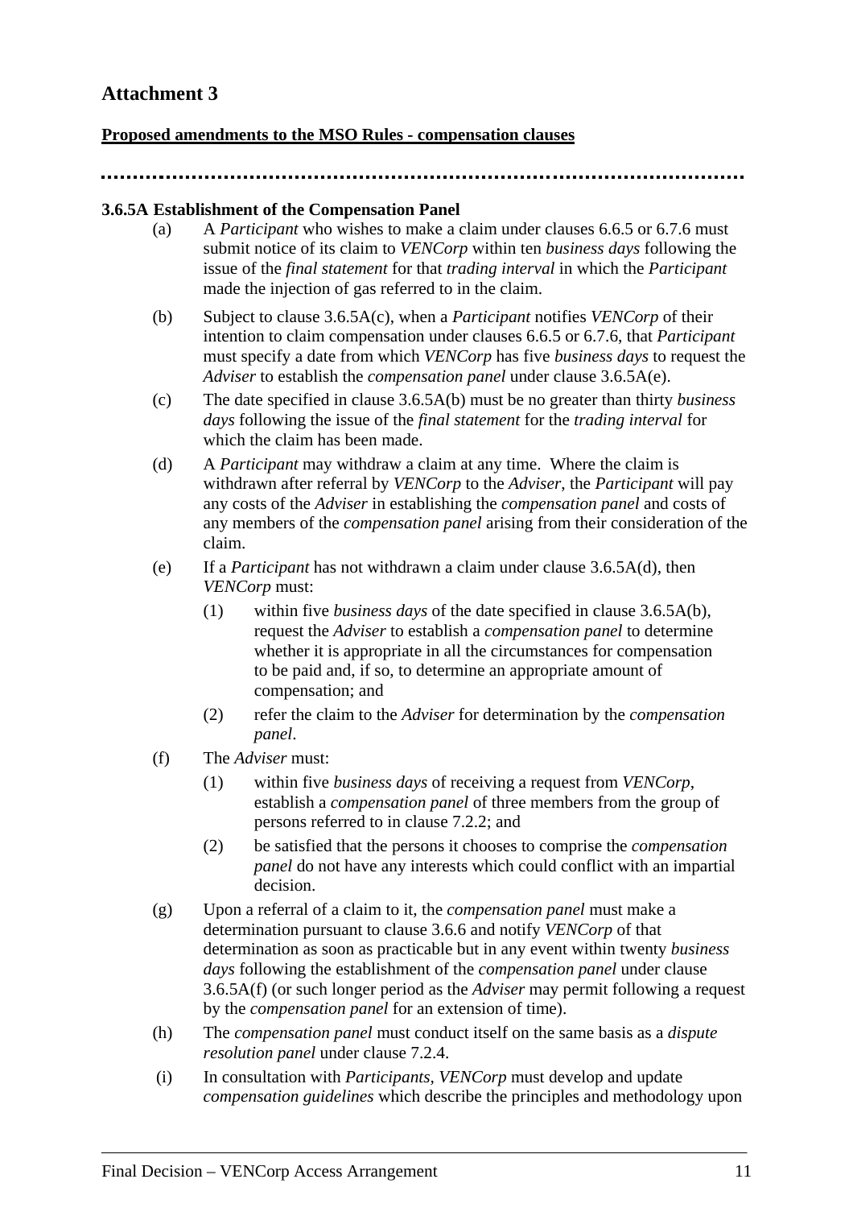# Attachment 3

**Proposed amendments to the MSO Rules - compensation clauses**

.................................................................................................................

**3.6.5A Establishment of the Compensation Panel**

(a) A *Participant* who wishes to make a claim under clauses 6.6.5 or 6.7.6 must submit notice of its claim to *VENCorp* within ten *business days* following the issue of the *final statement* for that *trading interval* in which the *Participant* made the injection of gas referred to in the claim.

(b) Subject to clause 3.6.5A(c), when a *Participant* notifies *VENCorp* of their intention to claim compensation under clauses 6.6.5 or 6.7.6, that *Participant* must specify a date from which *VENCorp* has five *business days* to request the *Adviser* to establish the *compensation panel* under clause 3.6.5A(e).

(c) The date specified in clause 3.6.5A(b) must be no greater than thirty *business days* following the issue of the *final statement* for the *trading interval* for which the claim has been made.

(d) A *Participant* may withdraw a claim at any time. Where the claim is withdrawn after referral by *VENCorp* to the *Adviser*, the *Participant* will pay any costs of the *Adviser* in establishing the *compensation panel* and costs of any members of the *compensation panel* arising from their consideration of the claim.

(e) If a *Participant* has not withdrawn a claim under clause 3.6.5A(d), then *VENCorp* must:

   (1) within five *business days* of the date specified in clause 3.6.5A(b), request the *Adviser* to establish a *compensation panel* to determine whether it is appropriate in all the circumstances for compensation to be paid and, if so, to determine an appropriate amount of compensation; and

   (2) refer the claim to the *Adviser* for determination by the *compensation panel*.

(f) The *Adviser* must:

   (1) within five *business days* of receiving a request from *VENCorp*, establish a *compensation panel* of three members from the group of persons referred to in clause 7.2.2; and

   (2) be satisfied that the persons it chooses to comprise the *compensation panel* do not have any interests which could conflict with an impartial decision.

(g) Upon a referral of a claim to it, the *compensation panel* must make a determination pursuant to clause 3.6.6 and notify *VENCorp* of that determination as soon as practicable but in any event within twenty *business days* following the establishment of the *compensation panel* under clause 3.6.5A(f) (or such longer period as the *Adviser* may permit following a request by the *compensation panel* for an extension of time).

(h) The *compensation panel* must conduct itself on the same basis as a *dispute resolution panel* under clause 7.2.4.

(i) In consultation with *Participants*, *VENCorp* must develop and update *compensation guidelines* which describe the principles and methodology upon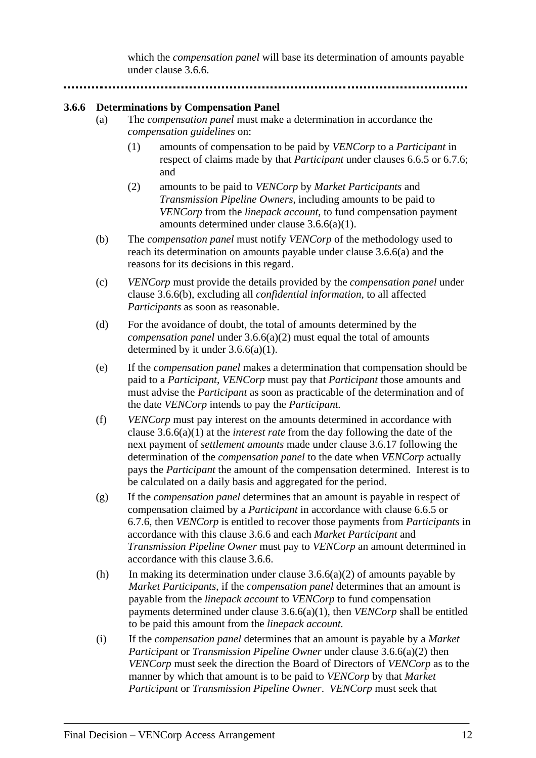which the *compensation panel* will base its determination of amounts payable under clause 3.6.6.

.................................................................................................................

### 3.6.6 Determinations by Compensation Panel

(a) The *compensation panel* must make a determination in accordance the *compensation guidelines* on:

(1) amounts of compensation to be paid by *VENCorp* to a *Participant* in respect of claims made by that *Participant* under clauses 6.6.5 or 6.7.6; and

(2) amounts to be paid to *VENCorp* by *Market Participants* and *Transmission Pipeline Owners*, including amounts to be paid to *VENCorp* from the *linepack account*, to fund compensation payment amounts determined under clause 3.6.6(a)(1).

(b) The *compensation panel* must notify *VENCorp* of the methodology used to reach its determination on amounts payable under clause 3.6.6(a) and the reasons for its decisions in this regard.

(c) *VENCorp* must provide the details provided by the *compensation panel* under clause 3.6.6(b), excluding all *confidential information*, to all affected *Participants* as soon as reasonable.

(d) For the avoidance of doubt, the total of amounts determined by the *compensation panel* under 3.6.6(a)(2) must equal the total of amounts determined by it under 3.6.6(a)(1).

(e) If the *compensation panel* makes a determination that compensation should be paid to a *Participant*, *VENCorp* must pay that *Participant* those amounts and must advise the *Participant* as soon as practicable of the determination and of the date *VENCorp* intends to pay the *Participant.*

(f) *VENCorp* must pay interest on the amounts determined in accordance with clause 3.6.6(a)(1) at the *interest rate* from the day following the date of the next payment of *settlement amounts* made under clause 3.6.17 following the determination of the *compensation panel* to the date when *VENCorp* actually pays the *Participant* the amount of the compensation determined. Interest is to be calculated on a daily basis and aggregated for the period.

(g) If the *compensation panel* determines that an amount is payable in respect of compensation claimed by a *Participant* in accordance with clause 6.6.5 or 6.7.6, then *VENCorp* is entitled to recover those payments from *Participants* in accordance with this clause 3.6.6 and each *Market Participant* and *Transmission Pipeline Owner* must pay to *VENCorp* an amount determined in accordance with this clause 3.6.6.

(h) In making its determination under clause 3.6.6(a)(2) of amounts payable by *Market Participants*, if the *compensation panel* determines that an amount is payable from the *linepack account* to *VENCorp* to fund compensation payments determined under clause 3.6.6(a)(1), then *VENCorp* shall be entitled to be paid this amount from the *linepack account.*

(i) If the *compensation panel* determines that an amount is payable by a *Market Participant* or *Transmission Pipeline Owner* under clause 3.6.6(a)(2) then *VENCorp* must seek the direction the Board of Directors of *VENCorp* as to the manner by which that amount is to be paid to *VENCorp* by that *Market Participant* or *Transmission Pipeline Owner*. *VENCorp* must seek that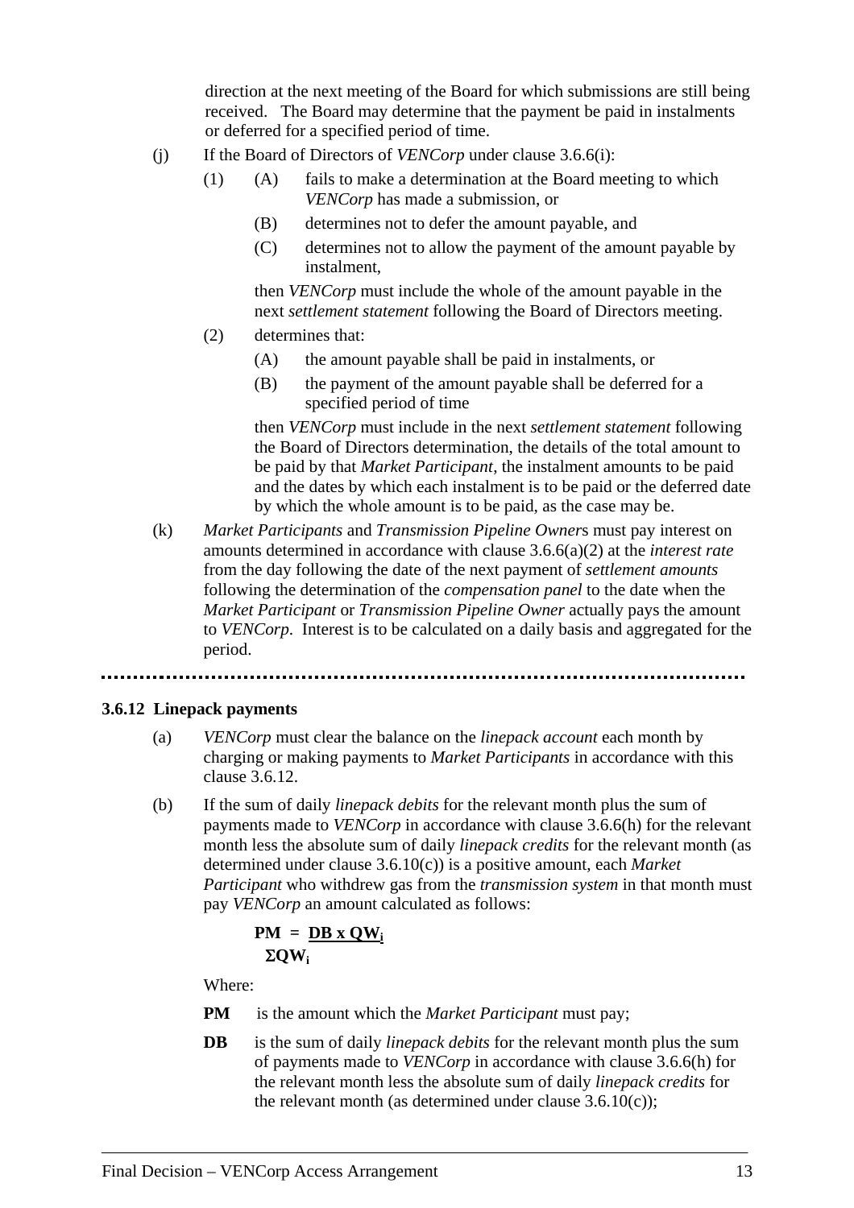direction at the next meeting of the Board for which submissions are still being received. The Board may determine that the payment be paid in instalments or deferred for a specified period of time.

(j) If the Board of Directors of *VENCorp* under clause 3.6.6(i):

  (1) (A) fails to make a determination at the Board meeting to which *VENCorp* has made a submission, or

  (B) determines not to defer the amount payable, and

  (C) determines not to allow the payment of the amount payable by instalment,

  then *VENCorp* must include the whole of the amount payable in the next *settlement statement* following the Board of Directors meeting.

  (2) determines that:

  (A) the amount payable shall be paid in instalments, or

  (B) the payment of the amount payable shall be deferred for a specified period of time

  then *VENCorp* must include in the next *settlement statement* following the Board of Directors determination, the details of the total amount to be paid by that *Market Participant*, the instalment amounts to be paid and the dates by which each instalment is to be paid or the deferred date by which the whole amount is to be paid, as the case may be.

(k) *Market Participants* and *Transmission Pipeline Owner*s must pay interest on amounts determined in accordance with clause 3.6.6(a)(2) at the *interest rate* from the day following the date of the next payment of *settlement amounts* following the determination of the *compensation panel* to the date when the *Market Participant* or *Transmission Pipeline Owner* actually pays the amount to *VENCorp*. Interest is to be calculated on a daily basis and aggregated for the period.

......................................................................................................................

**3.6.12 Linepack payments**

(a) *VENCorp* must clear the balance on the *linepack account* each month by charging or making payments to *Market Participants* in accordance with this clause 3.6.12.

(b) If the sum of daily *linepack debits* for the relevant month plus the sum of payments made to *VENCorp* in accordance with clause 3.6.6(h) for the relevant month less the absolute sum of daily *linepack credits* for the relevant month (as determined under clause 3.6.10(c)) is a positive amount, each *Market Participant* who withdrew gas from the *transmission system* in that month must pay *VENCorp* an amount calculated as follows:

$$\mathbf{PM = \frac{DB \times QW_i}{\Sigma QW_i}}$$

Where:

**PM** is the amount which the *Market Participant* must pay;

**DB** is the sum of daily *linepack debits* for the relevant month plus the sum of payments made to *VENCorp* in accordance with clause 3.6.6(h) for the relevant month less the absolute sum of daily *linepack credits* for the relevant month (as determined under clause 3.6.10(c));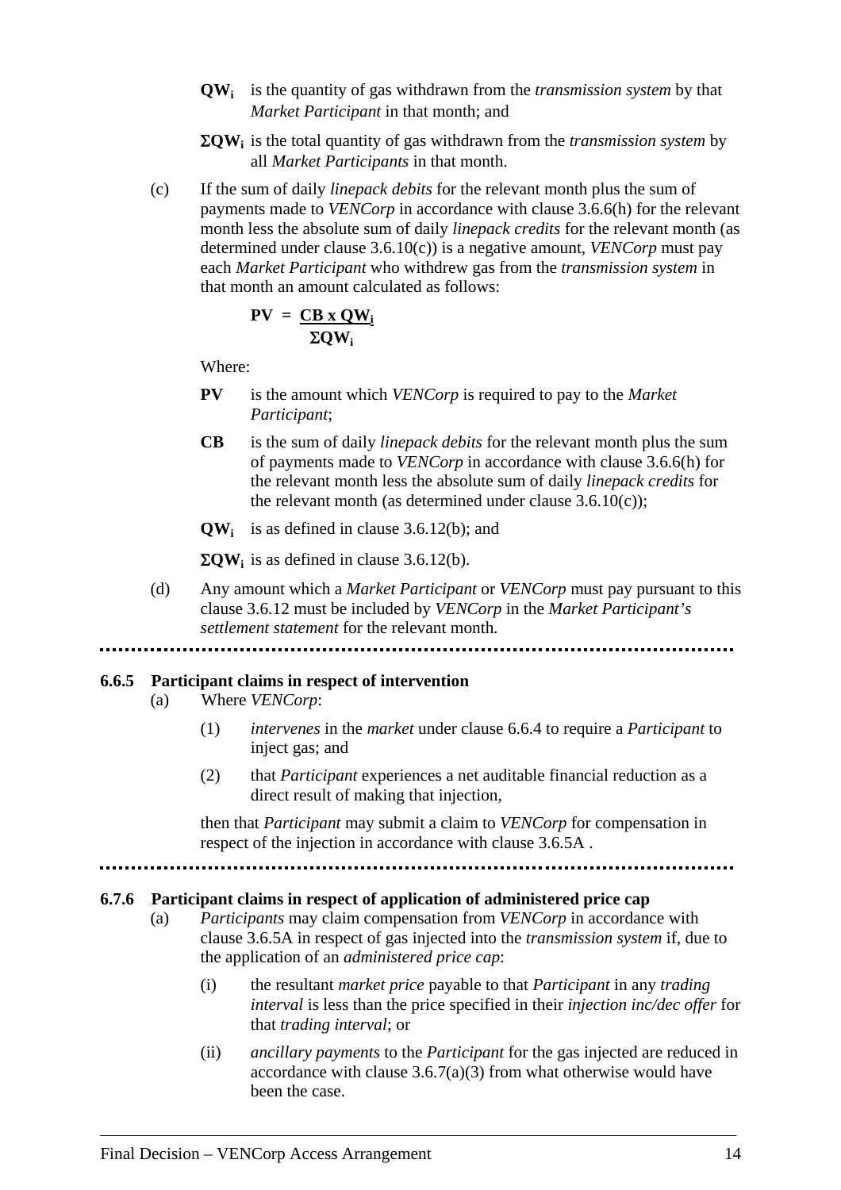**$QW_i$** is the quantity of gas withdrawn from the *transmission system* by that *Market Participant* in that month; and

**$\Sigma QW_i$** is the total quantity of gas withdrawn from the *transmission system* by all *Market Participants* in that month.

(c) If the sum of daily *linepack debits* for the relevant month plus the sum of payments made to *VENCorp* in accordance with clause 3.6.6(h) for the relevant month less the absolute sum of daily *linepack credits* for the relevant month (as determined under clause 3.6.10(c)) is a negative amount, *VENCorp* must pay each *Market Participant* who withdrew gas from the *transmission system* in that month an amount calculated as follows:

$$PV = \frac{CB \times QW_i}{\Sigma QW_i}$$

Where:

**PV** is the amount which *VENCorp* is required to pay to the *Market Participant*;

**CB** is the sum of daily *linepack debits* for the relevant month plus the sum of payments made to *VENCorp* in accordance with clause 3.6.6(h) for the relevant month less the absolute sum of daily *linepack credits* for the relevant month (as determined under clause 3.6.10(c));

**$QW_i$** is as defined in clause 3.6.12(b); and

**$\Sigma QW_i$** is as defined in clause 3.6.12(b).

(d) Any amount which a *Market Participant* or *VENCorp* must pay pursuant to this clause 3.6.12 must be included by *VENCorp* in the *Market Participant's settlement statement* for the relevant month.

.................................................................................................................

**6.6.5 Participant claims in respect of intervention**

(a) Where *VENCorp*:

(1) *intervenes* in the *market* under clause 6.6.4 to require a *Participant* to inject gas; and

(2) that *Participant* experiences a net auditable financial reduction as a direct result of making that injection,

then that *Participant* may submit a claim to *VENCorp* for compensation in respect of the injection in accordance with clause 3.6.5A .

.................................................................................................................

**6.7.6 Participant claims in respect of application of administered price cap**

(a) *Participants* may claim compensation from *VENCorp* in accordance with clause 3.6.5A in respect of gas injected into the *transmission system* if, due to the application of an *administered price cap*:

(i) the resultant *market price* payable to that *Participant* in any *trading interval* is less than the price specified in their *injection inc/dec offer* for that *trading interval*; or

(ii) *ancillary payments* to the *Participant* for the gas injected are reduced in accordance with clause 3.6.7(a)(3) from what otherwise would have been the case.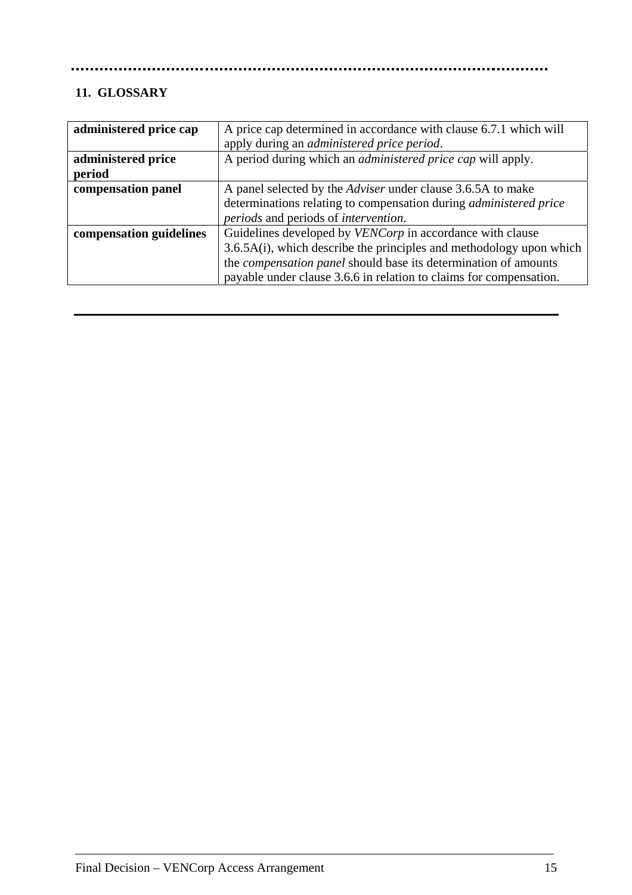## 11. GLOSSARY

| | |
|---|---|
| **administered price cap** | A price cap determined in accordance with clause 6.7.1 which will apply during an *administered price period*. |
| **administered price period** | A period during which an *administered price cap* will apply. |
| **compensation panel** | A panel selected by the *Adviser* under clause 3.6.5A to make determinations relating to compensation during *administered price periods* and periods of *intervention*. |
| **compensation guidelines** | Guidelines developed by *VENCorp* in accordance with clause 3.6.5A(i), which describe the principles and methodology upon which the *compensation panel* should base its determination of amounts payable under clause 3.6.6 in relation to claims for compensation. |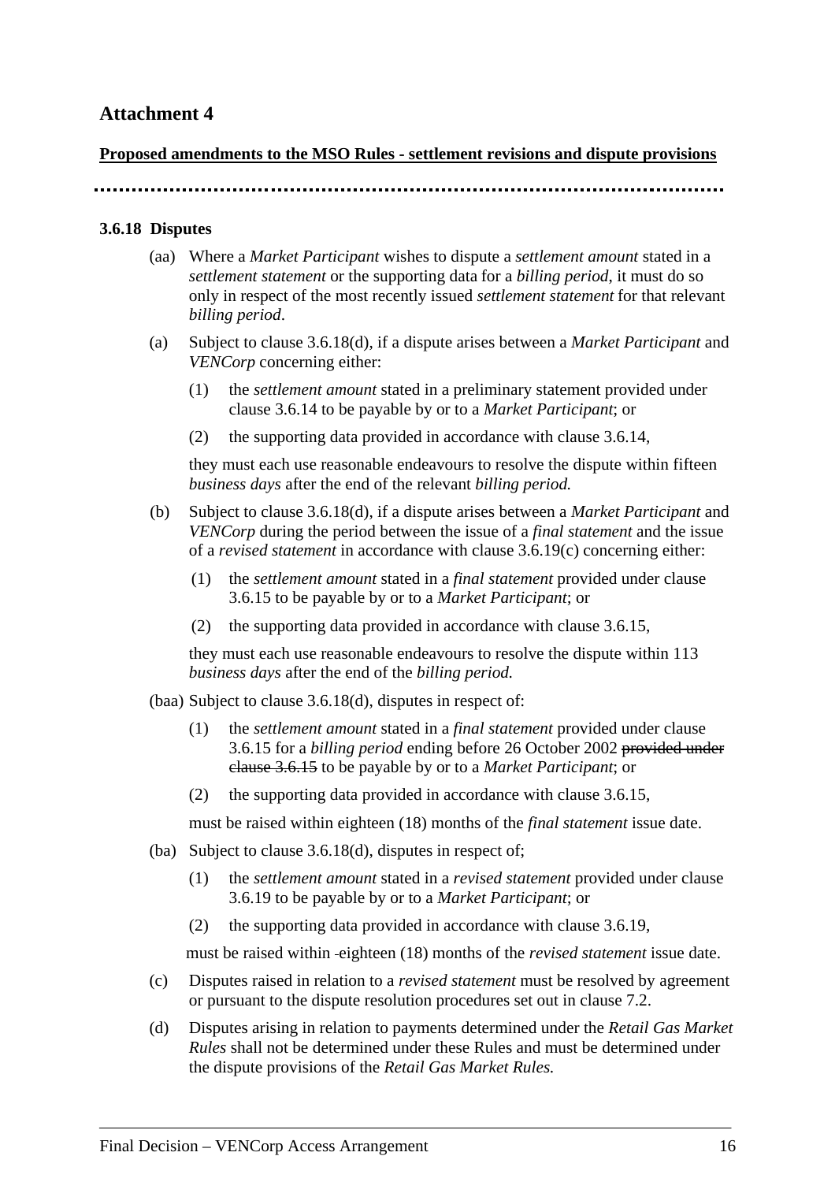## Attachment 4

**Proposed amendments to the MSO Rules - settlement revisions and dispute provisions**

**3.6.18 Disputes**

(aa) Where a *Market Participant* wishes to dispute a *settlement amount* stated in a *settlement statement* or the supporting data for a *billing period*, it must do so only in respect of the most recently issued *settlement statement* for that relevant *billing period*.

(a) Subject to clause 3.6.18(d), if a dispute arises between a *Market Participant* and *VENCorp* concerning either:

(1) the *settlement amount* stated in a preliminary statement provided under clause 3.6.14 to be payable by or to a *Market Participant*; or

(2) the supporting data provided in accordance with clause 3.6.14,

they must each use reasonable endeavours to resolve the dispute within fifteen *business days* after the end of the relevant *billing period.*

(b) Subject to clause 3.6.18(d), if a dispute arises between a *Market Participant* and *VENCorp* during the period between the issue of a *final statement* and the issue of a *revised statement* in accordance with clause 3.6.19(c) concerning either:

(1) the *settlement amount* stated in a *final statement* provided under clause 3.6.15 to be payable by or to a *Market Participant*; or

(2) the supporting data provided in accordance with clause 3.6.15,

they must each use reasonable endeavours to resolve the dispute within 113 *business days* after the end of the *billing period.*

(baa) Subject to clause 3.6.18(d), disputes in respect of:

(1) the *settlement amount* stated in a *final statement* provided under clause 3.6.15 for a *billing period* ending before 26 October 2002 ~~provided under clause 3.6.15~~ to be payable by or to a *Market Participant*; or

(2) the supporting data provided in accordance with clause 3.6.15,

must be raised within eighteen (18) months of the *final statement* issue date.

(ba) Subject to clause 3.6.18(d), disputes in respect of;

(1) the *settlement amount* stated in a *revised statement* provided under clause 3.6.19 to be payable by or to a *Market Participant*; or

(2) the supporting data provided in accordance with clause 3.6.19,

must be raised within eighteen (18) months of the *revised statement* issue date.

(c) Disputes raised in relation to a *revised statement* must be resolved by agreement or pursuant to the dispute resolution procedures set out in clause 7.2.

(d) Disputes arising in relation to payments determined under the *Retail Gas Market Rules* shall not be determined under these Rules and must be determined under the dispute provisions of the *Retail Gas Market Rules.*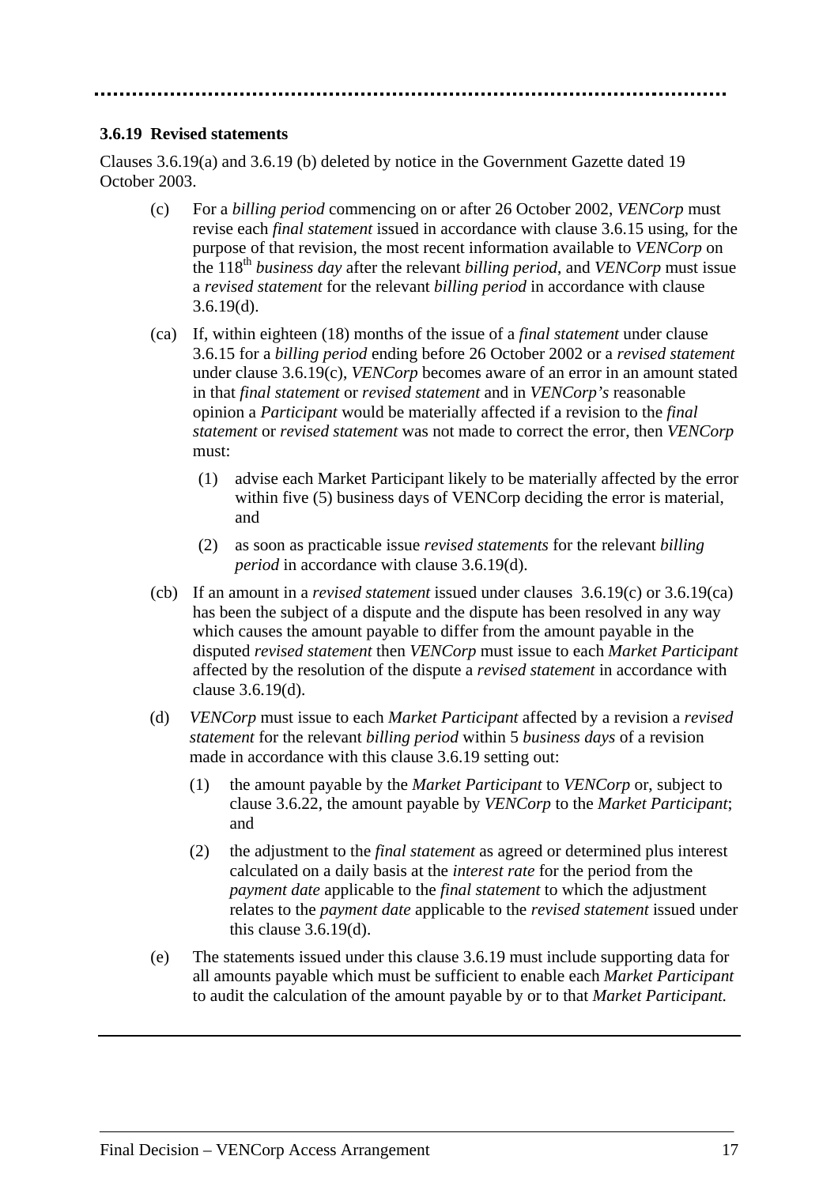### 3.6.19 Revised statements

Clauses 3.6.19(a) and 3.6.19 (b) deleted by notice in the Government Gazette dated 19 October 2003.

(c) For a *billing period* commencing on or after 26 October 2002, *VENCorp* must revise each *final statement* issued in accordance with clause 3.6.15 using, for the purpose of that revision, the most recent information available to *VENCorp* on the 118th *business day* after the relevant *billing period*, and *VENCorp* must issue a *revised statement* for the relevant *billing period* in accordance with clause 3.6.19(d).

(ca) If, within eighteen (18) months of the issue of a *final statement* under clause 3.6.15 for a *billing period* ending before 26 October 2002 or a *revised statement* under clause 3.6.19(c), *VENCorp* becomes aware of an error in an amount stated in that *final statement* or *revised statement* and in *VENCorp's* reasonable opinion a *Participant* would be materially affected if a revision to the *final statement* or *revised statement* was not made to correct the error, then *VENCorp* must:

(1) advise each Market Participant likely to be materially affected by the error within five (5) business days of VENCorp deciding the error is material, and

(2) as soon as practicable issue *revised statements* for the relevant *billing period* in accordance with clause 3.6.19(d).

(cb) If an amount in a *revised statement* issued under clauses 3.6.19(c) or 3.6.19(ca) has been the subject of a dispute and the dispute has been resolved in any way which causes the amount payable to differ from the amount payable in the disputed *revised statement* then *VENCorp* must issue to each *Market Participant* affected by the resolution of the dispute a *revised statement* in accordance with clause 3.6.19(d).

(d) *VENCorp* must issue to each *Market Participant* affected by a revision a *revised statement* for the relevant *billing period* within 5 *business days* of a revision made in accordance with this clause 3.6.19 setting out:

(1) the amount payable by the *Market Participant* to *VENCorp* or, subject to clause 3.6.22, the amount payable by *VENCorp* to the *Market Participant*; and

(2) the adjustment to the *final statement* as agreed or determined plus interest calculated on a daily basis at the *interest rate* for the period from the *payment date* applicable to the *final statement* to which the adjustment relates to the *payment date* applicable to the *revised statement* issued under this clause 3.6.19(d).

(e) The statements issued under this clause 3.6.19 must include supporting data for all amounts payable which must be sufficient to enable each *Market Participant* to audit the calculation of the amount payable by or to that *Market Participant.*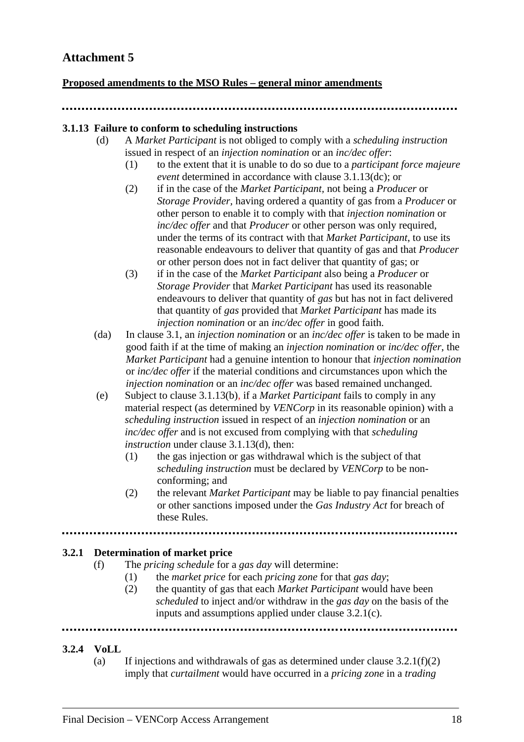# Attachment 5

**Proposed amendments to the MSO Rules – general minor amendments**

..................................................................................................................

**3.1.13 Failure to conform to scheduling instructions**

(d) A *Market Participant* is not obliged to comply with a *scheduling instruction* issued in respect of an *injection nomination* or an *inc/dec offer*:

(1) to the extent that it is unable to do so due to a *participant force majeure event* determined in accordance with clause 3.1.13(dc); or

(2) if in the case of the *Market Participant*, not being a *Producer* or *Storage Provider*, having ordered a quantity of gas from a *Producer* or other person to enable it to comply with that *injection nomination* or *inc/dec offer* and that *Producer* or other person was only required, under the terms of its contract with that *Market Participant*, to use its reasonable endeavours to deliver that quantity of gas and that *Producer* or other person does not in fact deliver that quantity of gas; or

(3) if in the case of the *Market Participant* also being a *Producer* or *Storage Provider* that *Market Participant* has used its reasonable endeavours to deliver that quantity of *gas* but has not in fact delivered that quantity of *gas* provided that *Market Participant* has made its *injection nomination* or an *inc/dec offer* in good faith.

(da) In clause 3.1, an *injection nomination* or an *inc/dec offer* is taken to be made in good faith if at the time of making an *injection nomination* or *inc/dec offer*, the *Market Participant* had a genuine intention to honour that *injection nomination* or *inc/dec offer* if the material conditions and circumstances upon which the *injection nomination* or an *inc/dec offer* was based remained unchanged.

(e) Subject to clause 3.1.13(b), if a *Market Participant* fails to comply in any material respect (as determined by *VENCorp* in its reasonable opinion) with a *scheduling instruction* issued in respect of an *injection nomination* or an *inc/dec offer* and is not excused from complying with that *scheduling instruction* under clause 3.1.13(d), then:

(1) the gas injection or gas withdrawal which is the subject of that *scheduling instruction* must be declared by *VENCorp* to be non-conforming; and

(2) the relevant *Market Participant* may be liable to pay financial penalties or other sanctions imposed under the *Gas Industry Act* for breach of these Rules.

..................................................................................................................

**3.2.1 Determination of market price**

(f) The *pricing schedule* for a *gas day* will determine:

(1) the *market price* for each *pricing zone* for that *gas day*;

(2) the quantity of gas that each *Market Participant* would have been *scheduled* to inject and/or withdraw in the *gas day* on the basis of the inputs and assumptions applied under clause 3.2.1(c).

..................................................................................................................

**3.2.4 VoLL**

(a) If injections and withdrawals of gas as determined under clause 3.2.1(f)(2) imply that *curtailment* would have occurred in a *pricing zone* in a *trading*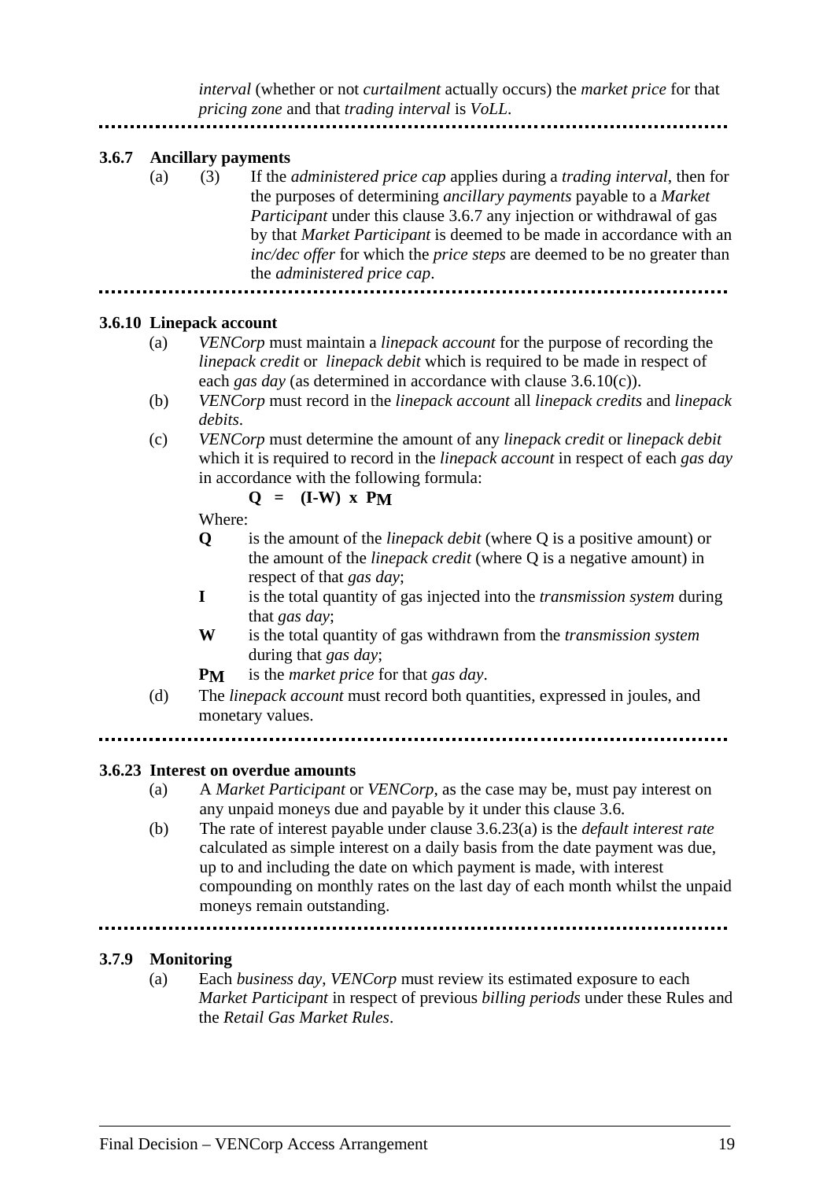*interval* (whether or not *curtailment* actually occurs) the *market price* for that *pricing zone* and that *trading interval* is *VoLL*.

..............................................................................................................

**3.6.7 Ancillary payments**

(a) (3) If the *administered price cap* applies during a *trading interval*, then for the purposes of determining *ancillary payments* payable to a *Market Participant* under this clause 3.6.7 any injection or withdrawal of gas by that *Market Participant* is deemed to be made in accordance with an *inc/dec offer* for which the *price steps* are deemed to be no greater than the *administered price cap*.

..............................................................................................................

**3.6.10 Linepack account**

(a) *VENCorp* must maintain a *linepack account* for the purpose of recording the *linepack credit* or *linepack debit* which is required to be made in respect of each *gas day* (as determined in accordance with clause 3.6.10(c)).

(b) *VENCorp* must record in the *linepack account* all *linepack credits* and *linepack debits*.

(c) *VENCorp* must determine the amount of any *linepack credit* or *linepack debit* which it is required to record in the *linepack account* in respect of each *gas day* in accordance with the following formula:

$$\mathbf{Q = (I\text{-}W) \ x \ P_M}$$

Where:

**Q** is the amount of the *linepack debit* (where Q is a positive amount) or the amount of the *linepack credit* (where Q is a negative amount) in respect of that *gas day*;

**I** is the total quantity of gas injected into the *transmission system* during that *gas day*;

**W** is the total quantity of gas withdrawn from the *transmission system* during that *gas day*;

$\mathbf{P_M}$ is the *market price* for that *gas day*.

(d) The *linepack account* must record both quantities, expressed in joules, and monetary values.

..............................................................................................................

**3.6.23 Interest on overdue amounts**

(a) A *Market Participant* or *VENCorp*, as the case may be, must pay interest on any unpaid moneys due and payable by it under this clause 3.6.

(b) The rate of interest payable under clause 3.6.23(a) is the *default interest rate* calculated as simple interest on a daily basis from the date payment was due, up to and including the date on which payment is made, with interest compounding on monthly rates on the last day of each month whilst the unpaid moneys remain outstanding.

..............................................................................................................

**3.7.9 Monitoring**

(a) Each *business day*, *VENCorp* must review its estimated exposure to each *Market Participant* in respect of previous *billing periods* under these Rules and the *Retail Gas Market Rules*.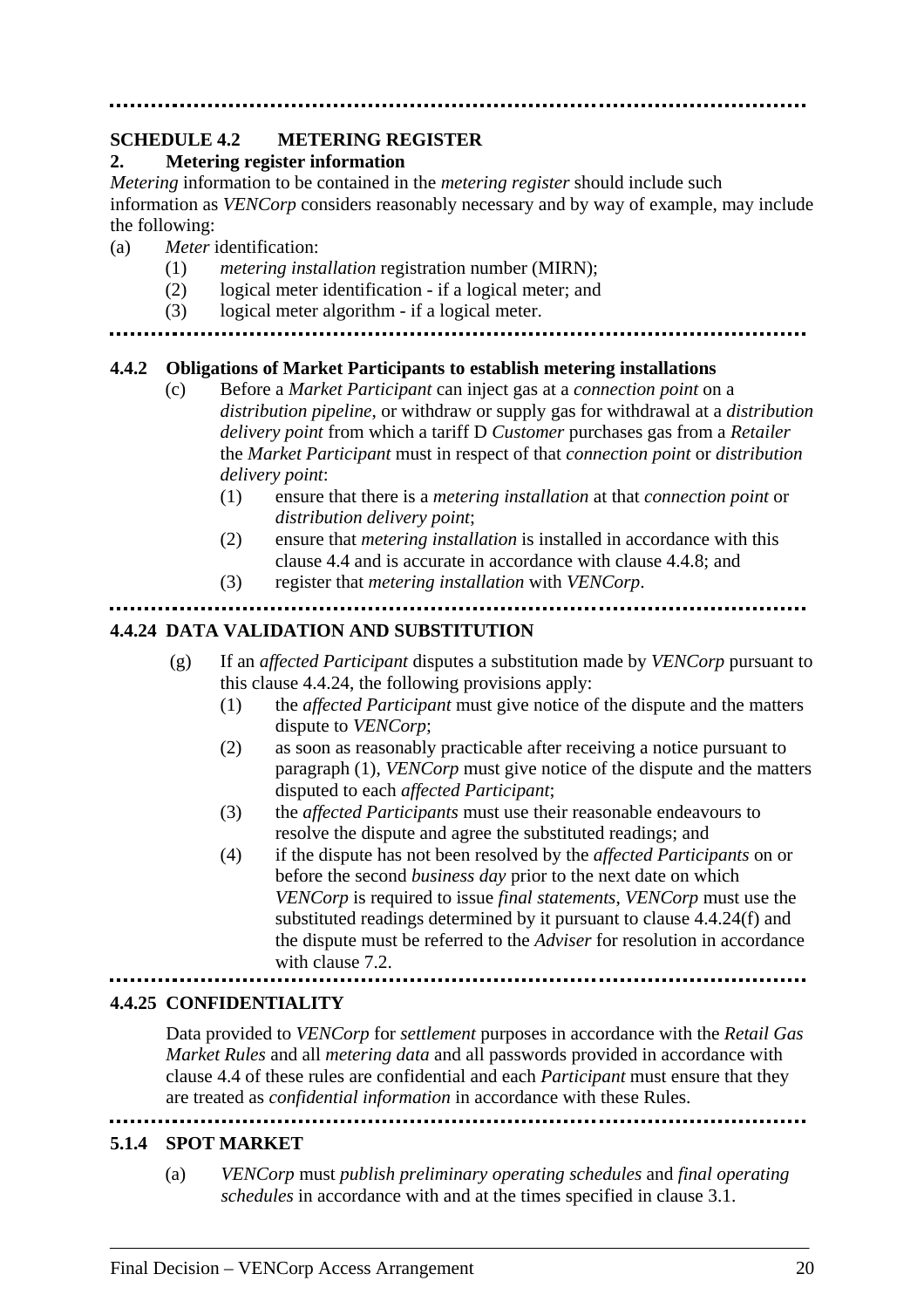..........................................................................................................

**SCHEDULE 4.2 METERING REGISTER**

**2. Metering register information**

*Metering* information to be contained in the *metering register* should include such information as *VENCorp* considers reasonably necessary and by way of example, may include the following:

(a) *Meter* identification:

(1) *metering installation* registration number (MIRN);

(2) logical meter identification - if a logical meter; and

(3) logical meter algorithm - if a logical meter.

..........................................................................................................

**4.4.2 Obligations of Market Participants to establish metering installations**

(c) Before a *Market Participant* can inject gas at a *connection point* on a *distribution pipeline*, or withdraw or supply gas for withdrawal at a *distribution delivery point* from which a tariff D *Customer* purchases gas from a *Retailer* the *Market Participant* must in respect of that *connection point* or *distribution delivery point*:

(1) ensure that there is a *metering installation* at that *connection point* or *distribution delivery point*;

(2) ensure that *metering installation* is installed in accordance with this clause 4.4 and is accurate in accordance with clause 4.4.8; and

(3) register that *metering installation* with *VENCorp*.

..........................................................................................................

**4.4.24 DATA VALIDATION AND SUBSTITUTION**

(g) If an *affected Participant* disputes a substitution made by *VENCorp* pursuant to this clause 4.4.24, the following provisions apply:

(1) the *affected Participant* must give notice of the dispute and the matters dispute to *VENCorp*;

(2) as soon as reasonably practicable after receiving a notice pursuant to paragraph (1), *VENCorp* must give notice of the dispute and the matters disputed to each *affected Participant*;

(3) the *affected Participants* must use their reasonable endeavours to resolve the dispute and agree the substituted readings; and

(4) if the dispute has not been resolved by the *affected Participants* on or before the second *business day* prior to the next date on which *VENCorp* is required to issue *final statements*, *VENCorp* must use the substituted readings determined by it pursuant to clause 4.4.24(f) and the dispute must be referred to the *Adviser* for resolution in accordance with clause 7.2.

..........................................................................................................

**4.4.25 CONFIDENTIALITY**

Data provided to *VENCorp* for *settlement* purposes in accordance with the *Retail Gas Market Rules* and all *metering data* and all passwords provided in accordance with clause 4.4 of these rules are confidential and each *Participant* must ensure that they are treated as *confidential information* in accordance with these Rules.

..........................................................................................................

**5.1.4 SPOT MARKET**

(a) *VENCorp* must *publish preliminary operating schedules* and *final operating schedules* in accordance with and at the times specified in clause 3.1.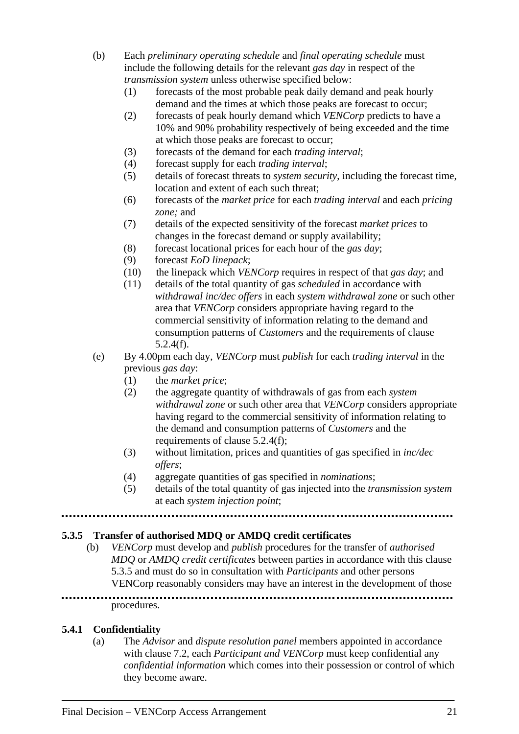(b) Each *preliminary operating schedule* and *final operating schedule* must include the following details for the relevant *gas day* in respect of the *transmission system* unless otherwise specified below:

(1) forecasts of the most probable peak daily demand and peak hourly demand and the times at which those peaks are forecast to occur;

(2) forecasts of peak hourly demand which *VENCorp* predicts to have a 10% and 90% probability respectively of being exceeded and the time at which those peaks are forecast to occur;

(3) forecasts of the demand for each *trading interval*;

(4) forecast supply for each *trading interval*;

(5) details of forecast threats to *system security*, including the forecast time, location and extent of each such threat;

(6) forecasts of the *market price* for each *trading interval* and each *pricing zone;* and

(7) details of the expected sensitivity of the forecast *market prices* to changes in the forecast demand or supply availability;

(8) forecast locational prices for each hour of the *gas day*;

(9) forecast *EoD linepack*;

(10) the linepack which *VENCorp* requires in respect of that *gas day*; and

(11) details of the total quantity of gas *scheduled* in accordance with *withdrawal inc/dec offers* in each *system withdrawal zone* or such other area that *VENCorp* considers appropriate having regard to the commercial sensitivity of information relating to the demand and consumption patterns of *Customers* and the requirements of clause 5.2.4(f).

(e) By 4.00pm each day, *VENCorp* must *publish* for each *trading interval* in the previous *gas day*:

(1) the *market price*;

(2) the aggregate quantity of withdrawals of gas from each *system withdrawal zone* or such other area that *VENCorp* considers appropriate having regard to the commercial sensitivity of information relating to the demand and consumption patterns of *Customers* and the requirements of clause 5.2.4(f);

(3) without limitation, prices and quantities of gas specified in *inc/dec offers*;

(4) aggregate quantities of gas specified in *nominations*;

(5) details of the total quantity of gas injected into the *transmission system* at each *system injection point*;

.............................................................................................................

**5.3.5 Transfer of authorised MDQ or AMDQ credit certificates**

(b) *VENCorp* must develop and *publish* procedures for the transfer of *authorised MDQ* or *AMDQ credit certificates* between parties in accordance with this clause 5.3.5 and must do so in consultation with *Participants* and other persons VENCorp reasonably considers may have an interest in the development of those

.............................................................................................................

procedures.

**5.4.1 Confidentiality**

(a) The *Advisor* and *dispute resolution panel* members appointed in accordance with clause 7.2, each *Participant and VENCorp* must keep confidential any *confidential information* which comes into their possession or control of which they become aware.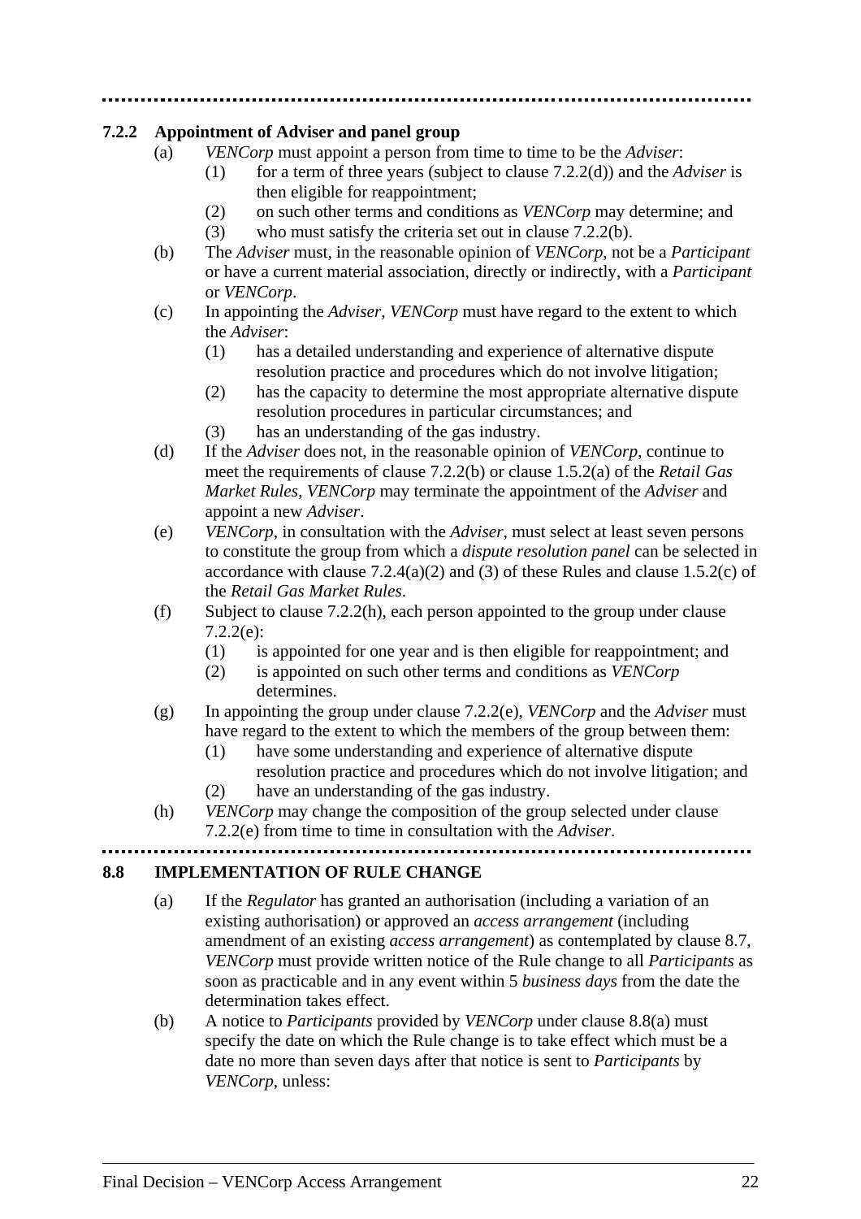---

### 7.2.2 Appointment of Adviser and panel group

(a) *VENCorp* must appoint a person from time to time to be the *Adviser*:

   (1) for a term of three years (subject to clause 7.2.2(d)) and the *Adviser* is then eligible for reappointment;

   (2) on such other terms and conditions as *VENCorp* may determine; and

   (3) who must satisfy the criteria set out in clause 7.2.2(b).

(b) The *Adviser* must, in the reasonable opinion of *VENCorp*, not be a *Participant* or have a current material association, directly or indirectly, with a *Participant* or *VENCorp*.

(c) In appointing the *Adviser*, *VENCorp* must have regard to the extent to which the *Adviser*:

   (1) has a detailed understanding and experience of alternative dispute resolution practice and procedures which do not involve litigation;

   (2) has the capacity to determine the most appropriate alternative dispute resolution procedures in particular circumstances; and

   (3) has an understanding of the gas industry.

(d) If the *Adviser* does not, in the reasonable opinion of *VENCorp*, continue to meet the requirements of clause 7.2.2(b) or clause 1.5.2(a) of the *Retail Gas Market Rules*, *VENCorp* may terminate the appointment of the *Adviser* and appoint a new *Adviser*.

(e) *VENCorp*, in consultation with the *Adviser*, must select at least seven persons to constitute the group from which a *dispute resolution panel* can be selected in accordance with clause 7.2.4(a)(2) and (3) of these Rules and clause 1.5.2(c) of the *Retail Gas Market Rules*.

(f) Subject to clause 7.2.2(h), each person appointed to the group under clause 7.2.2(e):

   (1) is appointed for one year and is then eligible for reappointment; and

   (2) is appointed on such other terms and conditions as *VENCorp* determines.

(g) In appointing the group under clause 7.2.2(e), *VENCorp* and the *Adviser* must have regard to the extent to which the members of the group between them:

   (1) have some understanding and experience of alternative dispute resolution practice and procedures which do not involve litigation; and

   (2) have an understanding of the gas industry.

(h) *VENCorp* may change the composition of the group selected under clause 7.2.2(e) from time to time in consultation with the *Adviser*.

---

## 8.8 IMPLEMENTATION OF RULE CHANGE

(a) If the *Regulator* has granted an authorisation (including a variation of an existing authorisation) or approved an *access arrangement* (including amendment of an existing *access arrangement*) as contemplated by clause 8.7, *VENCorp* must provide written notice of the Rule change to all *Participants* as soon as practicable and in any event within 5 *business days* from the date the determination takes effect.

(b) A notice to *Participants* provided by *VENCorp* under clause 8.8(a) must specify the date on which the Rule change is to take effect which must be a date no more than seven days after that notice is sent to *Participants* by *VENCorp*, unless: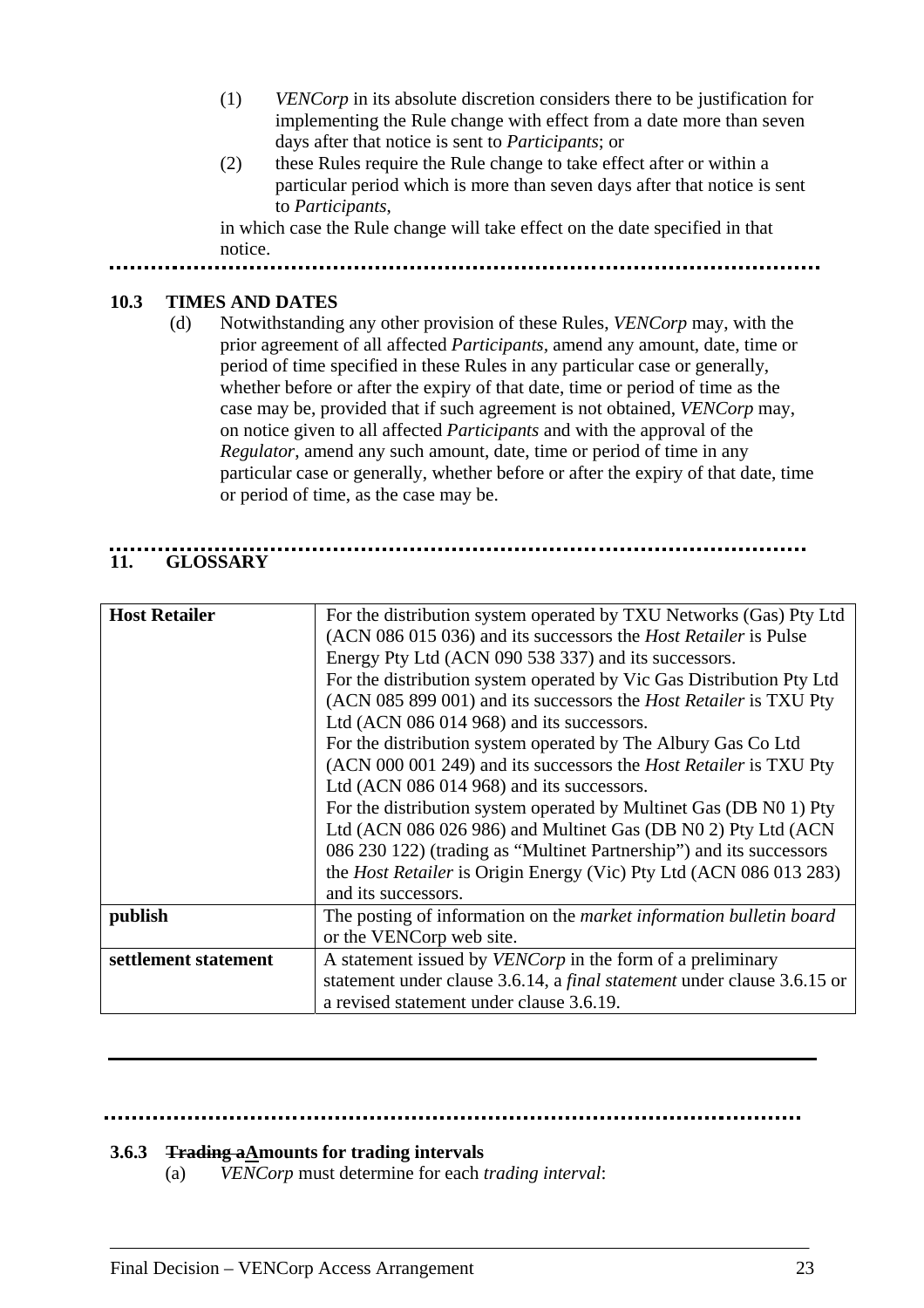(1) *VENCorp* in its absolute discretion considers there to be justification for implementing the Rule change with effect from a date more than seven days after that notice is sent to *Participants*; or

(2) these Rules require the Rule change to take effect after or within a particular period which is more than seven days after that notice is sent to *Participants*,

in which case the Rule change will take effect on the date specified in that notice.

.....................................................................................................

**10.3 TIMES AND DATES**

(d) Notwithstanding any other provision of these Rules, *VENCorp* may, with the prior agreement of all affected *Participants*, amend any amount, date, time or period of time specified in these Rules in any particular case or generally, whether before or after the expiry of that date, time or period of time as the case may be, provided that if such agreement is not obtained, *VENCorp* may, on notice given to all affected *Participants* and with the approval of the *Regulator*, amend any such amount, date, time or period of time in any particular case or generally, whether before or after the expiry of that date, time or period of time, as the case may be.

.....................................................................................................

**11. GLOSSARY**

| | |
|---|---|
| **Host Retailer** | For the distribution system operated by TXU Networks (Gas) Pty Ltd (ACN 086 015 036) and its successors the *Host Retailer* is Pulse Energy Pty Ltd (ACN 090 538 337) and its successors.<br>For the distribution system operated by Vic Gas Distribution Pty Ltd (ACN 085 899 001) and its successors the *Host Retailer* is TXU Pty Ltd (ACN 086 014 968) and its successors.<br>For the distribution system operated by The Albury Gas Co Ltd (ACN 000 001 249) and its successors the *Host Retailer* is TXU Pty Ltd (ACN 086 014 968) and its successors.<br>For the distribution system operated by Multinet Gas (DB N0 1) Pty Ltd (ACN 086 026 986) and Multinet Gas (DB N0 2) Pty Ltd (ACN 086 230 122) (trading as "Multinet Partnership") and its successors the *Host Retailer* is Origin Energy (Vic) Pty Ltd (ACN 086 013 283) and its successors. |
| **publish** | The posting of information on the *market information bulletin board* or the VENCorp web site. |
| **settlement statement** | A statement issued by *VENCorp* in the form of a preliminary statement under clause 3.6.14, a *final statement* under clause 3.6.15 or a revised statement under clause 3.6.19. |

---

.....................................................................................................

**3.6.3 ~~Trading a~~Amounts for trading intervals**

(a) *VENCorp* must determine for each *trading interval*: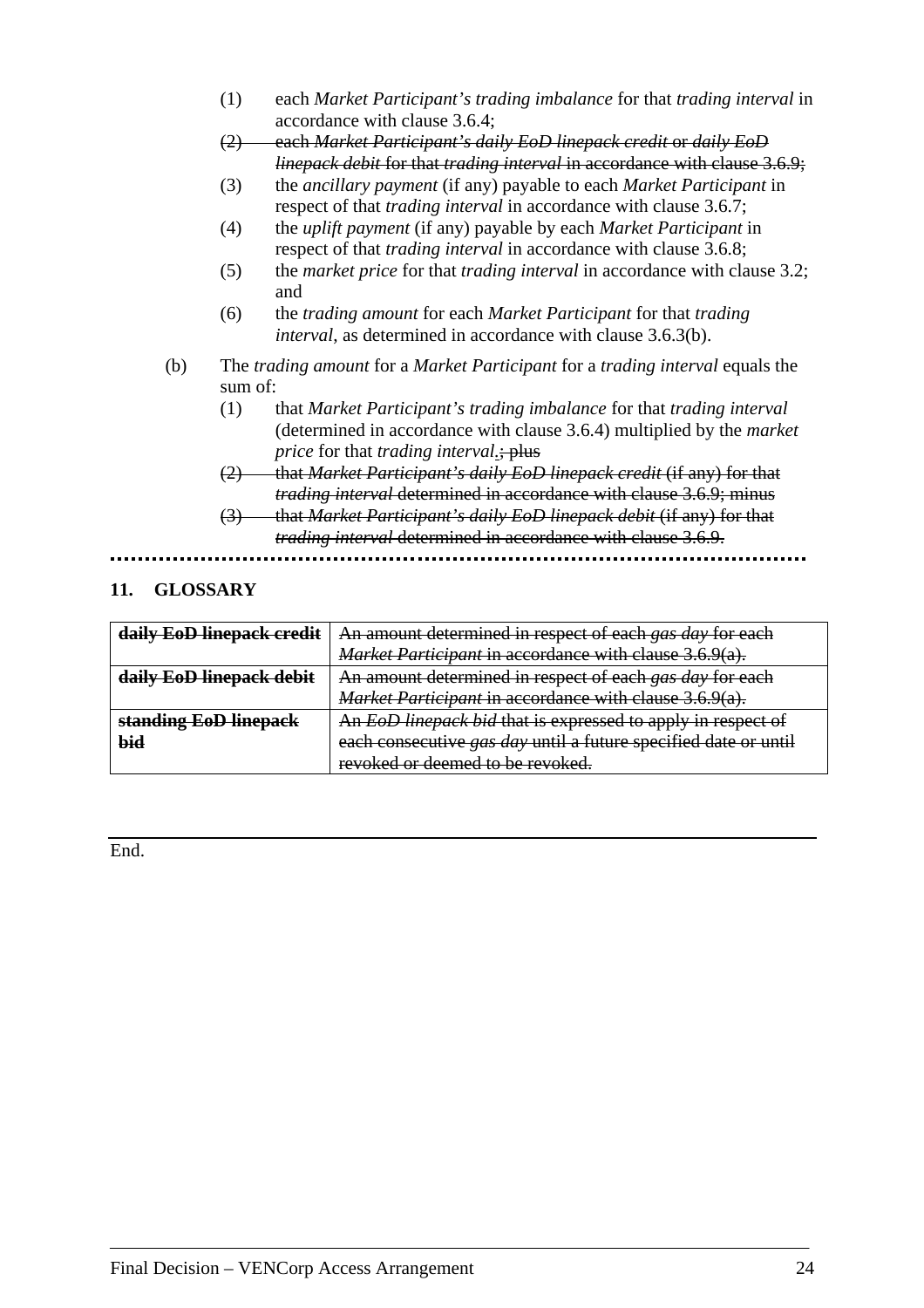(1) each *Market Participant's trading imbalance* for that *trading interval* in accordance with clause 3.6.4;

~~(2) each *Market Participant's daily EoD linepack credit* or *daily EoD linepack debit* for that *trading interval* in accordance with clause 3.6.9;~~

(3) the *ancillary payment* (if any) payable to each *Market Participant* in respect of that *trading interval* in accordance with clause 3.6.7;

(4) the *uplift payment* (if any) payable by each *Market Participant* in respect of that *trading interval* in accordance with clause 3.6.8;

(5) the *market price* for that *trading interval* in accordance with clause 3.2; and

(6) the *trading amount* for each *Market Participant* for that *trading interval*, as determined in accordance with clause 3.6.3(b).

(b) The *trading amount* for a *Market Participant* for a *trading interval* equals the sum of:

(1) that *Market Participant's trading imbalance* for that *trading interval* (determined in accordance with clause 3.6.4) multiplied by the *market price* for that *trading interval*.~~; plus~~

~~(2) that *Market Participant's daily EoD linepack credit* (if any) for that *trading interval* determined in accordance with clause 3.6.9; minus~~

~~(3) that *Market Participant's daily EoD linepack debit* (if any) for that *trading interval* determined in accordance with clause 3.6.9.~~

.......................................................................................................

## 11. GLOSSARY

| | |
|---|---|
| ~~**daily EoD linepack credit**~~ | ~~An amount determined in respect of each *gas day* for each *Market Participant* in accordance with clause 3.6.9(a).~~ |
| ~~**daily EoD linepack debit**~~ | ~~An amount determined in respect of each *gas day* for each *Market Participant* in accordance with clause 3.6.9(a).~~ |
| ~~**standing EoD linepack bid**~~ | ~~An *EoD linepack bid* that is expressed to apply in respect of each consecutive *gas day* until a future specified date or until revoked or deemed to be revoked.~~ |

End.